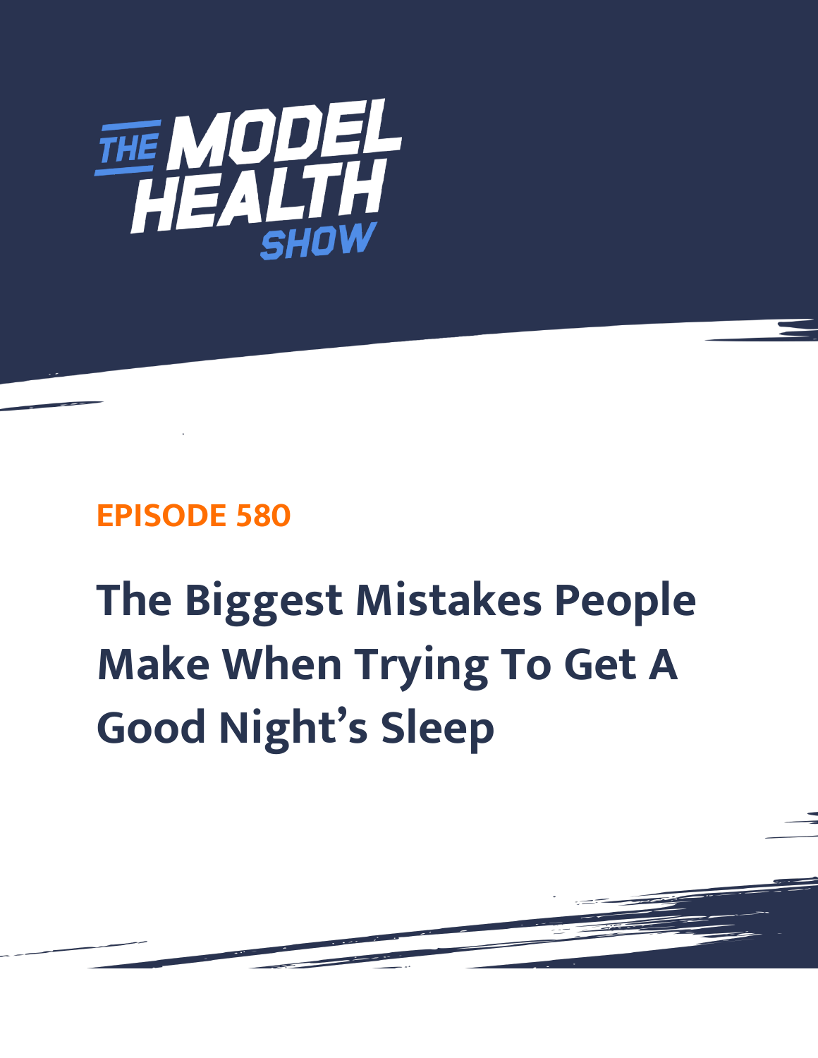THE MODEL HEALTH SHOW

EPISODE 580

# The Biggest Mistakes People Make When Trying To Get A Good Night's Sleep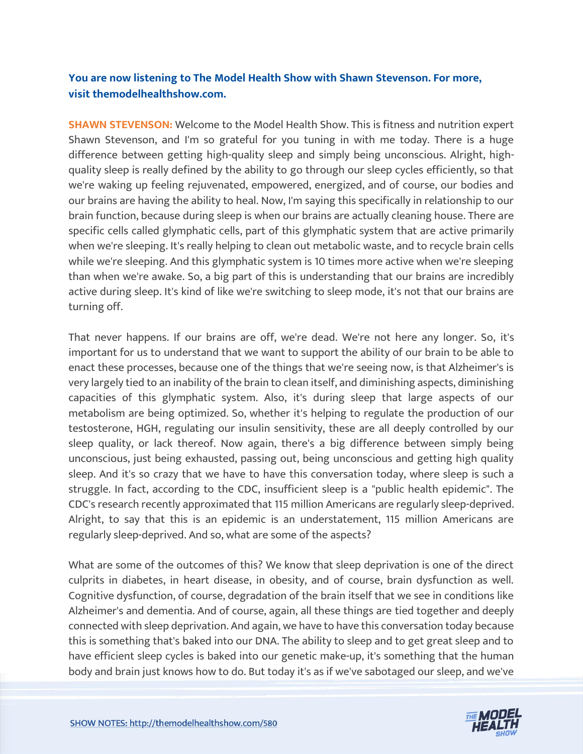**You are now listening to The Model Health Show with Shawn Stevenson. For more, visit themodelhealthshow.com.**

**SHAWN STEVENSON:** Welcome to the Model Health Show. This is fitness and nutrition expert Shawn Stevenson, and I'm so grateful for you tuning in with me today. There is a huge difference between getting high-quality sleep and simply being unconscious. Alright, high-quality sleep is really defined by the ability to go through our sleep cycles efficiently, so that we're waking up feeling rejuvenated, empowered, energized, and of course, our bodies and our brains are having the ability to heal. Now, I'm saying this specifically in relationship to our brain function, because during sleep is when our brains are actually cleaning house. There are specific cells called glymphatic cells, part of this glymphatic system that are active primarily when we're sleeping. It's really helping to clean out metabolic waste, and to recycle brain cells while we're sleeping. And this glymphatic system is 10 times more active when we're sleeping than when we're awake. So, a big part of this is understanding that our brains are incredibly active during sleep. It's kind of like we're switching to sleep mode, it's not that our brains are turning off.

That never happens. If our brains are off, we're dead. We're not here any longer. So, it's important for us to understand that we want to support the ability of our brain to be able to enact these processes, because one of the things that we're seeing now, is that Alzheimer's is very largely tied to an inability of the brain to clean itself, and diminishing aspects, diminishing capacities of this glymphatic system. Also, it's during sleep that large aspects of our metabolism are being optimized. So, whether it's helping to regulate the production of our testosterone, HGH, regulating our insulin sensitivity, these are all deeply controlled by our sleep quality, or lack thereof. Now again, there's a big difference between simply being unconscious, just being exhausted, passing out, being unconscious and getting high quality sleep. And it's so crazy that we have to have this conversation today, where sleep is such a struggle. In fact, according to the CDC, insufficient sleep is a "public health epidemic". The CDC's research recently approximated that 115 million Americans are regularly sleep-deprived. Alright, to say that this is an epidemic is an understatement, 115 million Americans are regularly sleep-deprived. And so, what are some of the aspects?

What are some of the outcomes of this? We know that sleep deprivation is one of the direct culprits in diabetes, in heart disease, in obesity, and of course, brain dysfunction as well. Cognitive dysfunction, of course, degradation of the brain itself that we see in conditions like Alzheimer's and dementia. And of course, again, all these things are tied together and deeply connected with sleep deprivation. And again, we have to have this conversation today because this is something that's baked into our DNA. The ability to sleep and to get great sleep and to have efficient sleep cycles is baked into our genetic make-up, it's something that the human body and brain just knows how to do. But today it's as if we've sabotaged our sleep, and we've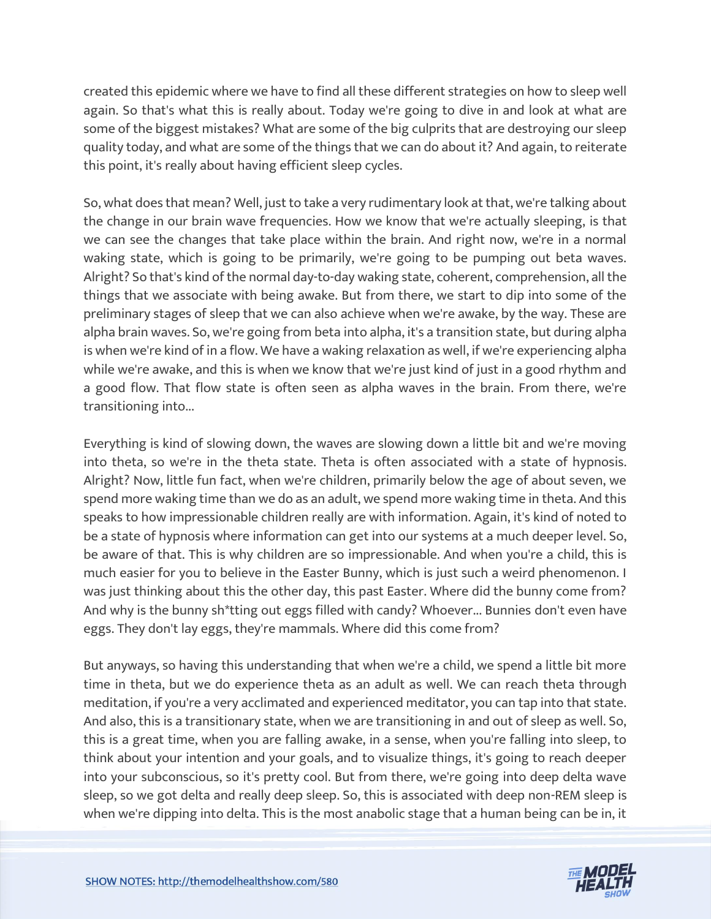created this epidemic where we have to find all these different strategies on how to sleep well again. So that's what this is really about. Today we're going to dive in and look at what are some of the biggest mistakes? What are some of the big culprits that are destroying our sleep quality today, and what are some of the things that we can do about it? And again, to reiterate this point, it's really about having efficient sleep cycles.

So, what does that mean? Well, just to take a very rudimentary look at that, we're talking about the change in our brain wave frequencies. How we know that we're actually sleeping, is that we can see the changes that take place within the brain. And right now, we're in a normal waking state, which is going to be primarily, we're going to be pumping out beta waves. Alright? So that's kind of the normal day-to-day waking state, coherent, comprehension, all the things that we associate with being awake. But from there, we start to dip into some of the preliminary stages of sleep that we can also achieve when we're awake, by the way. These are alpha brain waves. So, we're going from beta into alpha, it's a transition state, but during alpha is when we're kind of in a flow. We have a waking relaxation as well, if we're experiencing alpha while we're awake, and this is when we know that we're just kind of just in a good rhythm and a good flow. That flow state is often seen as alpha waves in the brain. From there, we're transitioning into...

Everything is kind of slowing down, the waves are slowing down a little bit and we're moving into theta, so we're in the theta state. Theta is often associated with a state of hypnosis. Alright? Now, little fun fact, when we're children, primarily below the age of about seven, we spend more waking time than we do as an adult, we spend more waking time in theta. And this speaks to how impressionable children really are with information. Again, it's kind of noted to be a state of hypnosis where information can get into our systems at a much deeper level. So, be aware of that. This is why children are so impressionable. And when you're a child, this is much easier for you to believe in the Easter Bunny, which is just such a weird phenomenon. I was just thinking about this the other day, this past Easter. Where did the bunny come from? And why is the bunny sh*tting out eggs filled with candy? Whoever... Bunnies don't even have eggs. They don't lay eggs, they're mammals. Where did this come from?

But anyways, so having this understanding that when we're a child, we spend a little bit more time in theta, but we do experience theta as an adult as well. We can reach theta through meditation, if you're a very acclimated and experienced meditator, you can tap into that state. And also, this is a transitionary state, when we are transitioning in and out of sleep as well. So, this is a great time, when you are falling awake, in a sense, when you're falling into sleep, to think about your intention and your goals, and to visualize things, it's going to reach deeper into your subconscious, so it's pretty cool. But from there, we're going into deep delta wave sleep, so we got delta and really deep sleep. So, this is associated with deep non-REM sleep is when we're dipping into delta. This is the most anabolic stage that a human being can be in, it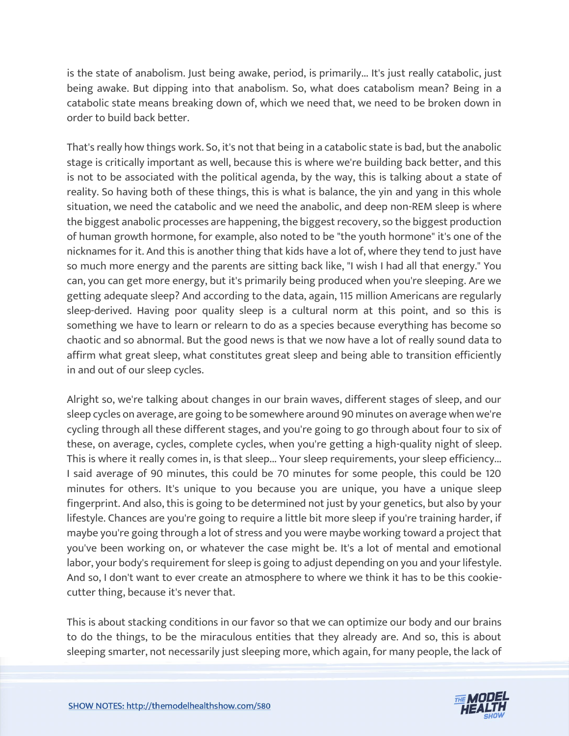is the state of anabolism. Just being awake, period, is primarily... It's just really catabolic, just being awake. But dipping into that anabolism. So, what does catabolism mean? Being in a catabolic state means breaking down of, which we need that, we need to be broken down in order to build back better.

That's really how things work. So, it's not that being in a catabolic state is bad, but the anabolic stage is critically important as well, because this is where we're building back better, and this is not to be associated with the political agenda, by the way, this is talking about a state of reality. So having both of these things, this is what is balance, the yin and yang in this whole situation, we need the catabolic and we need the anabolic, and deep non-REM sleep is where the biggest anabolic processes are happening, the biggest recovery, so the biggest production of human growth hormone, for example, also noted to be "the youth hormone" it's one of the nicknames for it. And this is another thing that kids have a lot of, where they tend to just have so much more energy and the parents are sitting back like, "I wish I had all that energy." You can, you can get more energy, but it's primarily being produced when you're sleeping. Are we getting adequate sleep? And according to the data, again, 115 million Americans are regularly sleep-derived. Having poor quality sleep is a cultural norm at this point, and so this is something we have to learn or relearn to do as a species because everything has become so chaotic and so abnormal. But the good news is that we now have a lot of really sound data to affirm what great sleep, what constitutes great sleep and being able to transition efficiently in and out of our sleep cycles.

Alright so, we're talking about changes in our brain waves, different stages of sleep, and our sleep cycles on average, are going to be somewhere around 90 minutes on average when we're cycling through all these different stages, and you're going to go through about four to six of these, on average, cycles, complete cycles, when you're getting a high-quality night of sleep. This is where it really comes in, is that sleep... Your sleep requirements, your sleep efficiency... I said average of 90 minutes, this could be 70 minutes for some people, this could be 120 minutes for others. It's unique to you because you are unique, you have a unique sleep fingerprint. And also, this is going to be determined not just by your genetics, but also by your lifestyle. Chances are you're going to require a little bit more sleep if you're training harder, if maybe you're going through a lot of stress and you were maybe working toward a project that you've been working on, or whatever the case might be. It's a lot of mental and emotional labor, your body's requirement for sleep is going to adjust depending on you and your lifestyle. And so, I don't want to ever create an atmosphere to where we think it has to be this cookie-cutter thing, because it's never that.

This is about stacking conditions in our favor so that we can optimize our body and our brains to do the things, to be the miraculous entities that they already are. And so, this is about sleeping smarter, not necessarily just sleeping more, which again, for many people, the lack of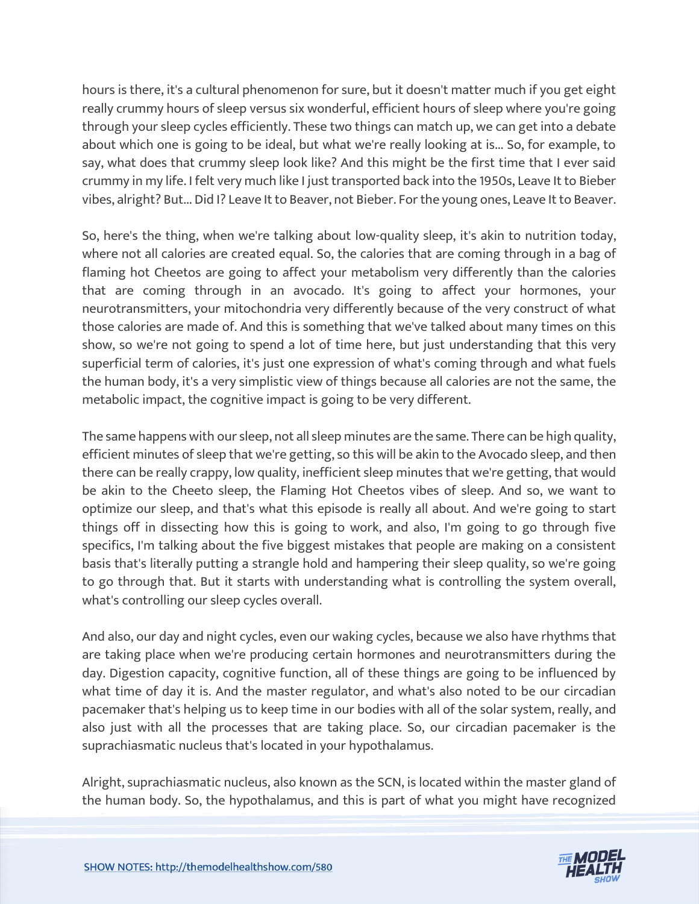hours is there, it's a cultural phenomenon for sure, but it doesn't matter much if you get eight really crummy hours of sleep versus six wonderful, efficient hours of sleep where you're going through your sleep cycles efficiently. These two things can match up, we can get into a debate about which one is going to be ideal, but what we're really looking at is... So, for example, to say, what does that crummy sleep look like? And this might be the first time that I ever said crummy in my life. I felt very much like I just transported back into the 1950s, Leave It to Bieber vibes, alright? But... Did I? Leave It to Beaver, not Bieber. For the young ones, Leave It to Beaver.

So, here's the thing, when we're talking about low-quality sleep, it's akin to nutrition today, where not all calories are created equal. So, the calories that are coming through in a bag of flaming hot Cheetos are going to affect your metabolism very differently than the calories that are coming through in an avocado. It's going to affect your hormones, your neurotransmitters, your mitochondria very differently because of the very construct of what those calories are made of. And this is something that we've talked about many times on this show, so we're not going to spend a lot of time here, but just understanding that this very superficial term of calories, it's just one expression of what's coming through and what fuels the human body, it's a very simplistic view of things because all calories are not the same, the metabolic impact, the cognitive impact is going to be very different.

The same happens with our sleep, not all sleep minutes are the same. There can be high quality, efficient minutes of sleep that we're getting, so this will be akin to the Avocado sleep, and then there can be really crappy, low quality, inefficient sleep minutes that we're getting, that would be akin to the Cheeto sleep, the Flaming Hot Cheetos vibes of sleep. And so, we want to optimize our sleep, and that's what this episode is really all about. And we're going to start things off in dissecting how this is going to work, and also, I'm going to go through five specifics, I'm talking about the five biggest mistakes that people are making on a consistent basis that's literally putting a strangle hold and hampering their sleep quality, so we're going to go through that. But it starts with understanding what is controlling the system overall, what's controlling our sleep cycles overall.

And also, our day and night cycles, even our waking cycles, because we also have rhythms that are taking place when we're producing certain hormones and neurotransmitters during the day. Digestion capacity, cognitive function, all of these things are going to be influenced by what time of day it is. And the master regulator, and what's also noted to be our circadian pacemaker that's helping us to keep time in our bodies with all of the solar system, really, and also just with all the processes that are taking place. So, our circadian pacemaker is the suprachiasmatic nucleus that's located in your hypothalamus.

Alright, suprachiasmatic nucleus, also known as the SCN, is located within the master gland of the human body. So, the hypothalamus, and this is part of what you might have recognized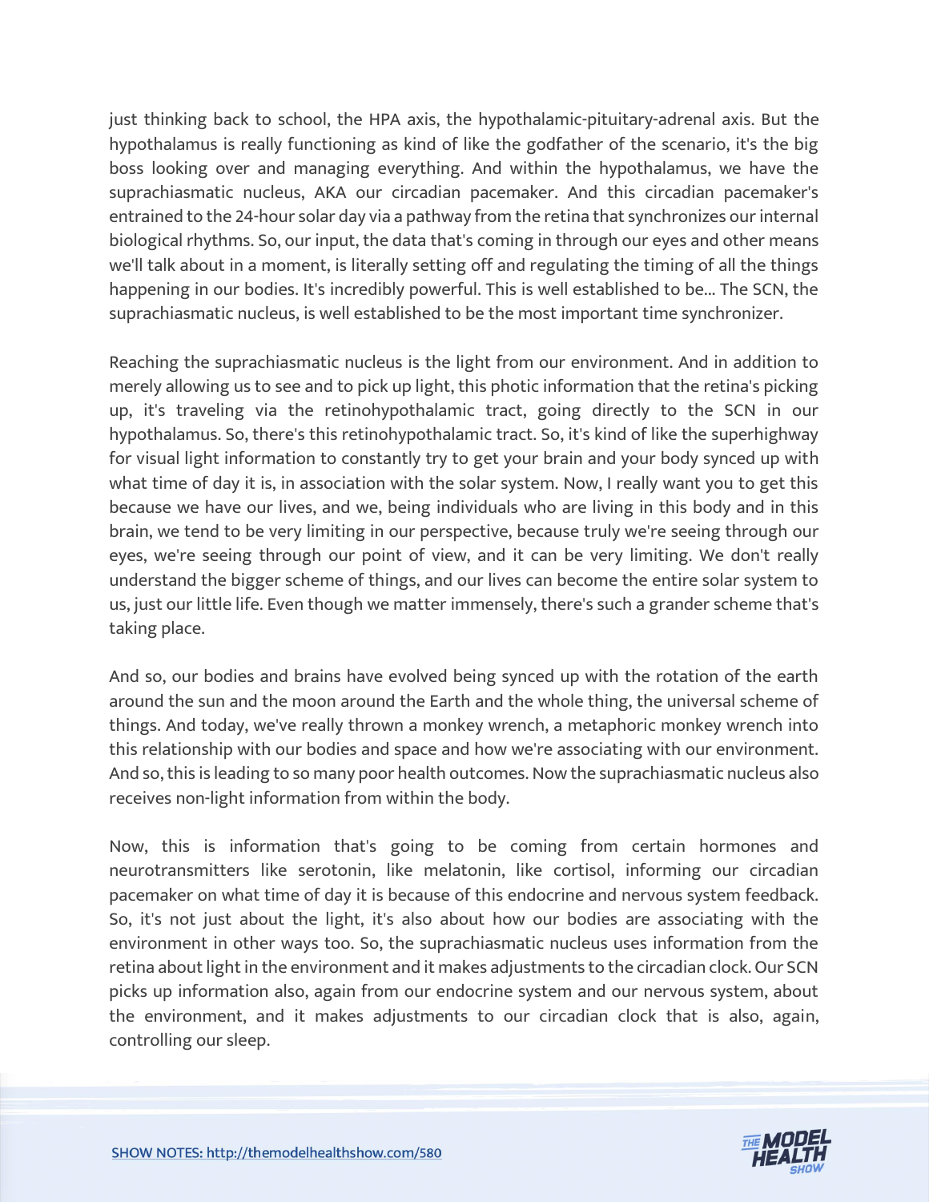just thinking back to school, the HPA axis, the hypothalamic-pituitary-adrenal axis. But the hypothalamus is really functioning as kind of like the godfather of the scenario, it's the big boss looking over and managing everything. And within the hypothalamus, we have the suprachiasmatic nucleus, AKA our circadian pacemaker. And this circadian pacemaker's entrained to the 24-hour solar day via a pathway from the retina that synchronizes our internal biological rhythms. So, our input, the data that's coming in through our eyes and other means we'll talk about in a moment, is literally setting off and regulating the timing of all the things happening in our bodies. It's incredibly powerful. This is well established to be... The SCN, the suprachiasmatic nucleus, is well established to be the most important time synchronizer.

Reaching the suprachiasmatic nucleus is the light from our environment. And in addition to merely allowing us to see and to pick up light, this photic information that the retina's picking up, it's traveling via the retinohypothalamic tract, going directly to the SCN in our hypothalamus. So, there's this retinohypothalamic tract. So, it's kind of like the superhighway for visual light information to constantly try to get your brain and your body synced up with what time of day it is, in association with the solar system. Now, I really want you to get this because we have our lives, and we, being individuals who are living in this body and in this brain, we tend to be very limiting in our perspective, because truly we're seeing through our eyes, we're seeing through our point of view, and it can be very limiting. We don't really understand the bigger scheme of things, and our lives can become the entire solar system to us, just our little life. Even though we matter immensely, there's such a grander scheme that's taking place.

And so, our bodies and brains have evolved being synced up with the rotation of the earth around the sun and the moon around the Earth and the whole thing, the universal scheme of things. And today, we've really thrown a monkey wrench, a metaphoric monkey wrench into this relationship with our bodies and space and how we're associating with our environment. And so, this is leading to so many poor health outcomes. Now the suprachiasmatic nucleus also receives non-light information from within the body.

Now, this is information that's going to be coming from certain hormones and neurotransmitters like serotonin, like melatonin, like cortisol, informing our circadian pacemaker on what time of day it is because of this endocrine and nervous system feedback. So, it's not just about the light, it's also about how our bodies are associating with the environment in other ways too. So, the suprachiasmatic nucleus uses information from the retina about light in the environment and it makes adjustments to the circadian clock. Our SCN picks up information also, again from our endocrine system and our nervous system, about the environment, and it makes adjustments to our circadian clock that is also, again, controlling our sleep.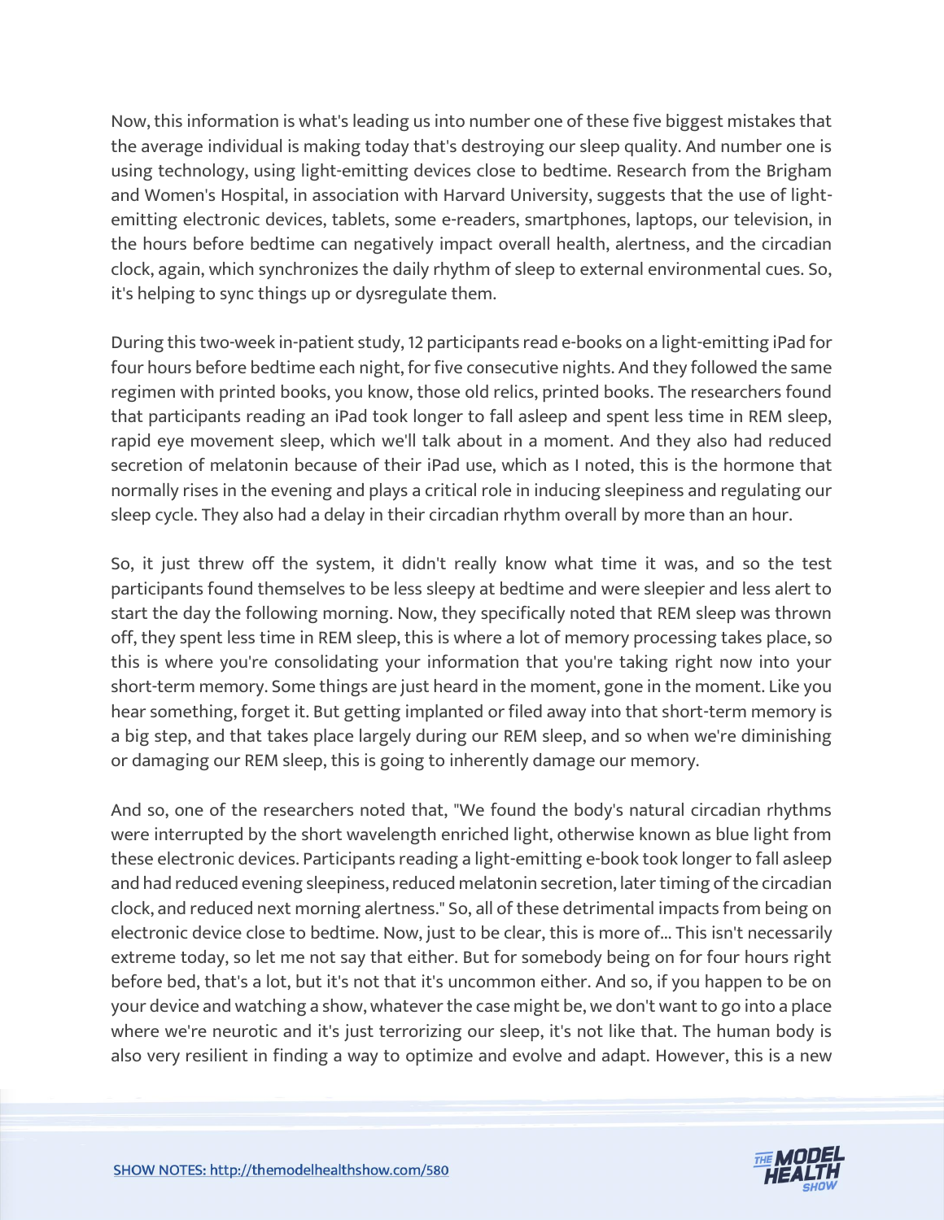Now, this information is what's leading us into number one of these five biggest mistakes that the average individual is making today that's destroying our sleep quality. And number one is using technology, using light-emitting devices close to bedtime. Research from the Brigham and Women's Hospital, in association with Harvard University, suggests that the use of light-emitting electronic devices, tablets, some e-readers, smartphones, laptops, our television, in the hours before bedtime can negatively impact overall health, alertness, and the circadian clock, again, which synchronizes the daily rhythm of sleep to external environmental cues. So, it's helping to sync things up or dysregulate them.

During this two-week in-patient study, 12 participants read e-books on a light-emitting iPad for four hours before bedtime each night, for five consecutive nights. And they followed the same regimen with printed books, you know, those old relics, printed books. The researchers found that participants reading an iPad took longer to fall asleep and spent less time in REM sleep, rapid eye movement sleep, which we'll talk about in a moment. And they also had reduced secretion of melatonin because of their iPad use, which as I noted, this is the hormone that normally rises in the evening and plays a critical role in inducing sleepiness and regulating our sleep cycle. They also had a delay in their circadian rhythm overall by more than an hour.

So, it just threw off the system, it didn't really know what time it was, and so the test participants found themselves to be less sleepy at bedtime and were sleepier and less alert to start the day the following morning. Now, they specifically noted that REM sleep was thrown off, they spent less time in REM sleep, this is where a lot of memory processing takes place, so this is where you're consolidating your information that you're taking right now into your short-term memory. Some things are just heard in the moment, gone in the moment. Like you hear something, forget it. But getting implanted or filed away into that short-term memory is a big step, and that takes place largely during our REM sleep, and so when we're diminishing or damaging our REM sleep, this is going to inherently damage our memory.

And so, one of the researchers noted that, "We found the body's natural circadian rhythms were interrupted by the short wavelength enriched light, otherwise known as blue light from these electronic devices. Participants reading a light-emitting e-book took longer to fall asleep and had reduced evening sleepiness, reduced melatonin secretion, later timing of the circadian clock, and reduced next morning alertness." So, all of these detrimental impacts from being on electronic device close to bedtime. Now, just to be clear, this is more of... This isn't necessarily extreme today, so let me not say that either. But for somebody being on for four hours right before bed, that's a lot, but it's not that it's uncommon either. And so, if you happen to be on your device and watching a show, whatever the case might be, we don't want to go into a place where we're neurotic and it's just terrorizing our sleep, it's not like that. The human body is also very resilient in finding a way to optimize and evolve and adapt. However, this is a new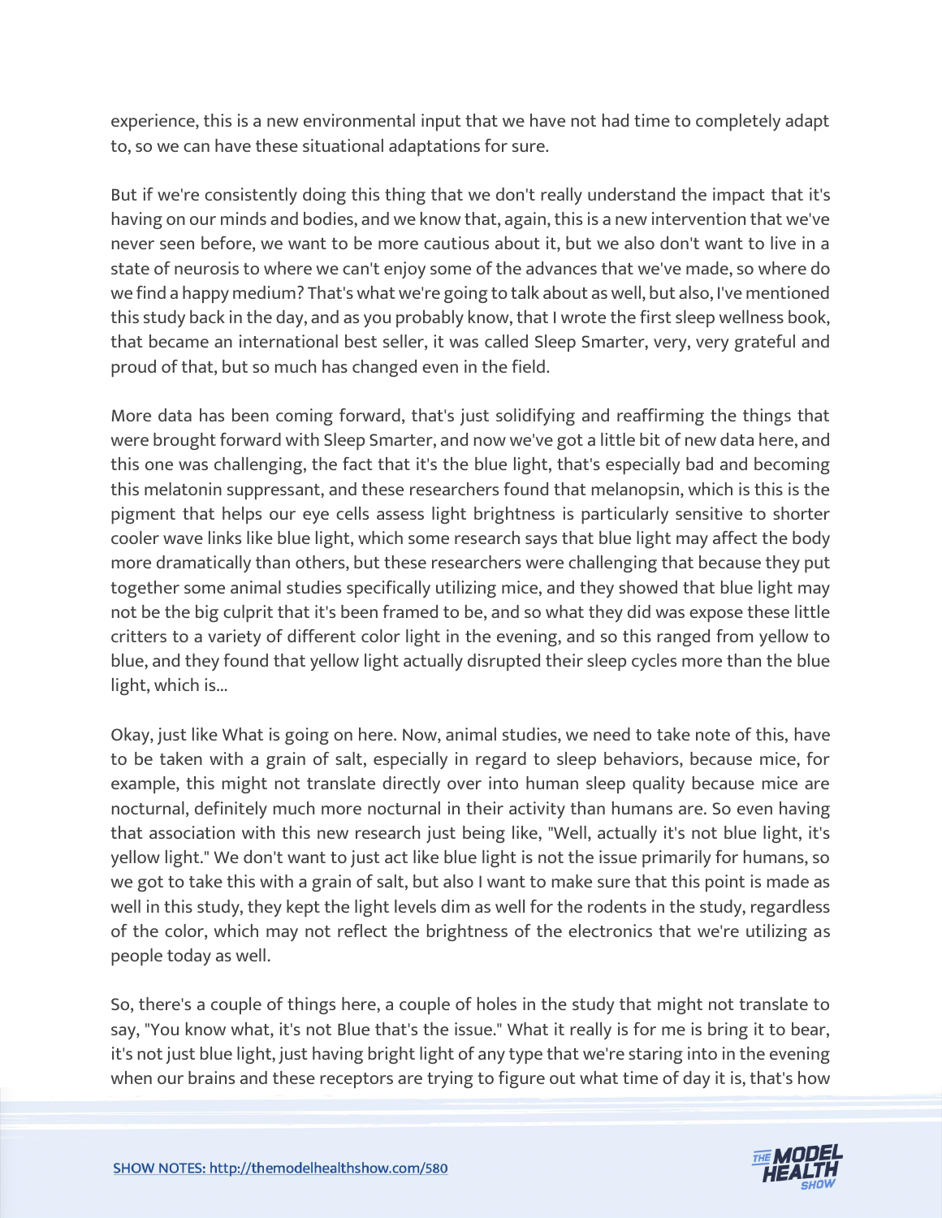experience, this is a new environmental input that we have not had time to completely adapt to, so we can have these situational adaptations for sure.

But if we're consistently doing this thing that we don't really understand the impact that it's having on our minds and bodies, and we know that, again, this is a new intervention that we've never seen before, we want to be more cautious about it, but we also don't want to live in a state of neurosis to where we can't enjoy some of the advances that we've made, so where do we find a happy medium? That's what we're going to talk about as well, but also, I've mentioned this study back in the day, and as you probably know, that I wrote the first sleep wellness book, that became an international best seller, it was called Sleep Smarter, very, very grateful and proud of that, but so much has changed even in the field.

More data has been coming forward, that's just solidifying and reaffirming the things that were brought forward with Sleep Smarter, and now we've got a little bit of new data here, and this one was challenging, the fact that it's the blue light, that's especially bad and becoming this melatonin suppressant, and these researchers found that melanopsin, which is this is the pigment that helps our eye cells assess light brightness is particularly sensitive to shorter cooler wave links like blue light, which some research says that blue light may affect the body more dramatically than others, but these researchers were challenging that because they put together some animal studies specifically utilizing mice, and they showed that blue light may not be the big culprit that it's been framed to be, and so what they did was expose these little critters to a variety of different color light in the evening, and so this ranged from yellow to blue, and they found that yellow light actually disrupted their sleep cycles more than the blue light, which is...

Okay, just like What is going on here. Now, animal studies, we need to take note of this, have to be taken with a grain of salt, especially in regard to sleep behaviors, because mice, for example, this might not translate directly over into human sleep quality because mice are nocturnal, definitely much more nocturnal in their activity than humans are. So even having that association with this new research just being like, "Well, actually it's not blue light, it's yellow light." We don't want to just act like blue light is not the issue primarily for humans, so we got to take this with a grain of salt, but also I want to make sure that this point is made as well in this study, they kept the light levels dim as well for the rodents in the study, regardless of the color, which may not reflect the brightness of the electronics that we're utilizing as people today as well.

So, there's a couple of things here, a couple of holes in the study that might not translate to say, "You know what, it's not Blue that's the issue." What it really is for me is bring it to bear, it's not just blue light, just having bright light of any type that we're staring into in the evening when our brains and these receptors are trying to figure out what time of day it is, that's how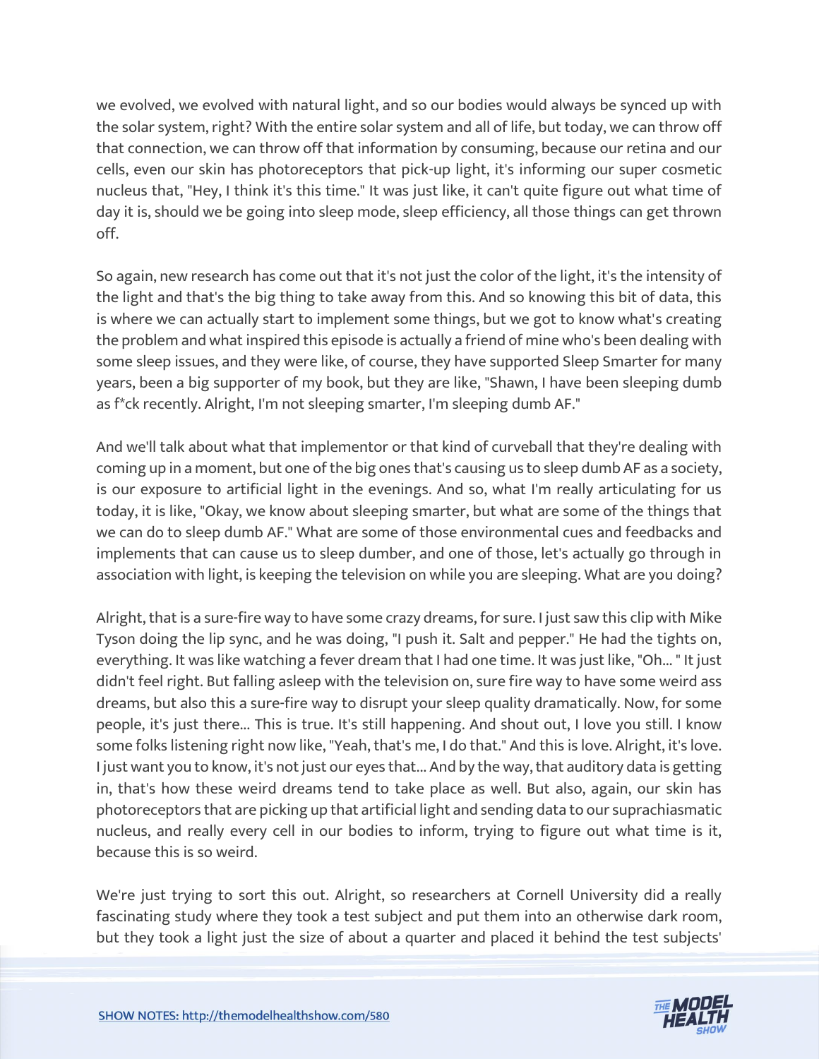we evolved, we evolved with natural light, and so our bodies would always be synced up with the solar system, right? With the entire solar system and all of life, but today, we can throw off that connection, we can throw off that information by consuming, because our retina and our cells, even our skin has photoreceptors that pick-up light, it's informing our super cosmetic nucleus that, "Hey, I think it's this time." It was just like, it can't quite figure out what time of day it is, should we be going into sleep mode, sleep efficiency, all those things can get thrown off.

So again, new research has come out that it's not just the color of the light, it's the intensity of the light and that's the big thing to take away from this. And so knowing this bit of data, this is where we can actually start to implement some things, but we got to know what's creating the problem and what inspired this episode is actually a friend of mine who's been dealing with some sleep issues, and they were like, of course, they have supported Sleep Smarter for many years, been a big supporter of my book, but they are like, "Shawn, I have been sleeping dumb as f*ck recently. Alright, I'm not sleeping smarter, I'm sleeping dumb AF."

And we'll talk about what that implementor or that kind of curveball that they're dealing with coming up in a moment, but one of the big ones that's causing us to sleep dumb AF as a society, is our exposure to artificial light in the evenings. And so, what I'm really articulating for us today, it is like, "Okay, we know about sleeping smarter, but what are some of the things that we can do to sleep dumb AF." What are some of those environmental cues and feedbacks and implements that can cause us to sleep dumber, and one of those, let's actually go through in association with light, is keeping the television on while you are sleeping. What are you doing?

Alright, that is a sure-fire way to have some crazy dreams, for sure. I just saw this clip with Mike Tyson doing the lip sync, and he was doing, "I push it. Salt and pepper." He had the tights on, everything. It was like watching a fever dream that I had one time. It was just like, "Oh... " It just didn't feel right. But falling asleep with the television on, sure fire way to have some weird ass dreams, but also this a sure-fire way to disrupt your sleep quality dramatically. Now, for some people, it's just there... This is true. It's still happening. And shout out, I love you still. I know some folks listening right now like, "Yeah, that's me, I do that." And this is love. Alright, it's love. I just want you to know, it's not just our eyes that... And by the way, that auditory data is getting in, that's how these weird dreams tend to take place as well. But also, again, our skin has photoreceptors that are picking up that artificial light and sending data to our suprachiasmatic nucleus, and really every cell in our bodies to inform, trying to figure out what time is it, because this is so weird.

We're just trying to sort this out. Alright, so researchers at Cornell University did a really fascinating study where they took a test subject and put them into an otherwise dark room, but they took a light just the size of about a quarter and placed it behind the test subjects'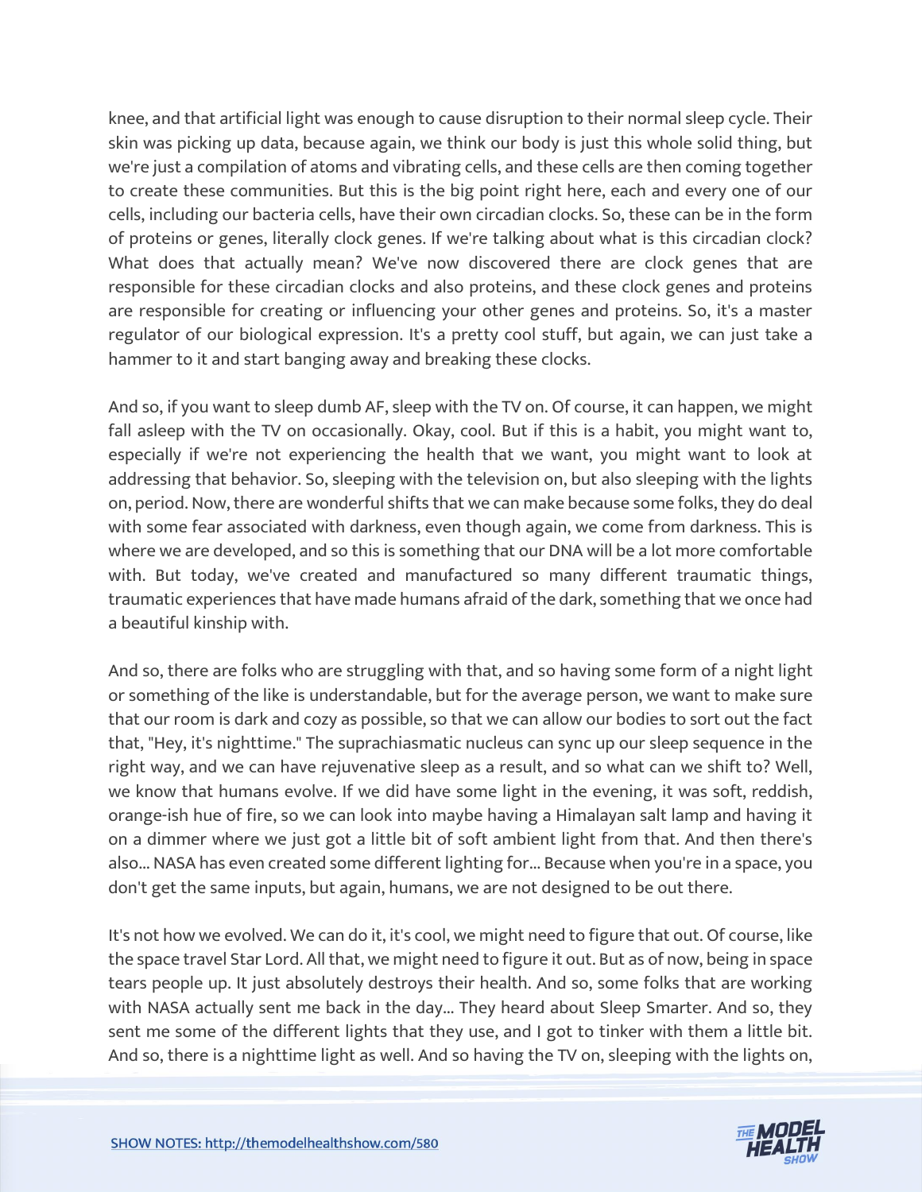knee, and that artificial light was enough to cause disruption to their normal sleep cycle. Their skin was picking up data, because again, we think our body is just this whole solid thing, but we're just a compilation of atoms and vibrating cells, and these cells are then coming together to create these communities. But this is the big point right here, each and every one of our cells, including our bacteria cells, have their own circadian clocks. So, these can be in the form of proteins or genes, literally clock genes. If we're talking about what is this circadian clock? What does that actually mean? We've now discovered there are clock genes that are responsible for these circadian clocks and also proteins, and these clock genes and proteins are responsible for creating or influencing your other genes and proteins. So, it's a master regulator of our biological expression. It's a pretty cool stuff, but again, we can just take a hammer to it and start banging away and breaking these clocks.

And so, if you want to sleep dumb AF, sleep with the TV on. Of course, it can happen, we might fall asleep with the TV on occasionally. Okay, cool. But if this is a habit, you might want to, especially if we're not experiencing the health that we want, you might want to look at addressing that behavior. So, sleeping with the television on, but also sleeping with the lights on, period. Now, there are wonderful shifts that we can make because some folks, they do deal with some fear associated with darkness, even though again, we come from darkness. This is where we are developed, and so this is something that our DNA will be a lot more comfortable with. But today, we've created and manufactured so many different traumatic things, traumatic experiences that have made humans afraid of the dark, something that we once had a beautiful kinship with.

And so, there are folks who are struggling with that, and so having some form of a night light or something of the like is understandable, but for the average person, we want to make sure that our room is dark and cozy as possible, so that we can allow our bodies to sort out the fact that, "Hey, it's nighttime." The suprachiasmatic nucleus can sync up our sleep sequence in the right way, and we can have rejuvenative sleep as a result, and so what can we shift to? Well, we know that humans evolve. If we did have some light in the evening, it was soft, reddish, orange-ish hue of fire, so we can look into maybe having a Himalayan salt lamp and having it on a dimmer where we just got a little bit of soft ambient light from that. And then there's also... NASA has even created some different lighting for... Because when you're in a space, you don't get the same inputs, but again, humans, we are not designed to be out there.

It's not how we evolved. We can do it, it's cool, we might need to figure that out. Of course, like the space travel Star Lord. All that, we might need to figure it out. But as of now, being in space tears people up. It just absolutely destroys their health. And so, some folks that are working with NASA actually sent me back in the day... They heard about Sleep Smarter. And so, they sent me some of the different lights that they use, and I got to tinker with them a little bit. And so, there is a nighttime light as well. And so having the TV on, sleeping with the lights on,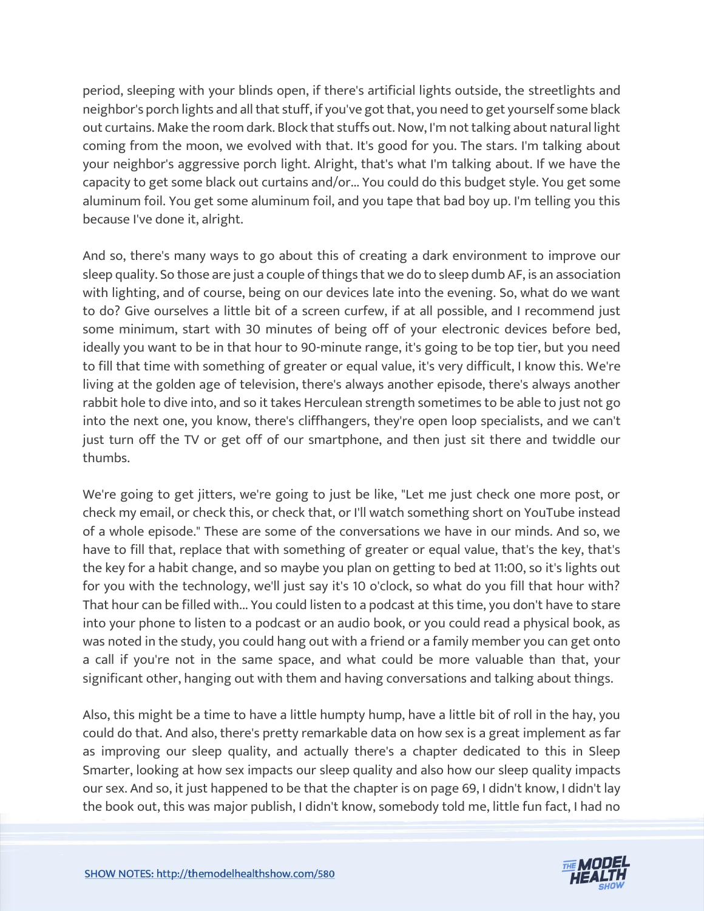period, sleeping with your blinds open, if there's artificial lights outside, the streetlights and neighbor's porch lights and all that stuff, if you've got that, you need to get yourself some black out curtains. Make the room dark. Block that stuffs out. Now, I'm not talking about natural light coming from the moon, we evolved with that. It's good for you. The stars. I'm talking about your neighbor's aggressive porch light. Alright, that's what I'm talking about. If we have the capacity to get some black out curtains and/or... You could do this budget style. You get some aluminum foil. You get some aluminum foil, and you tape that bad boy up. I'm telling you this because I've done it, alright.

And so, there's many ways to go about this of creating a dark environment to improve our sleep quality. So those are just a couple of things that we do to sleep dumb AF, is an association with lighting, and of course, being on our devices late into the evening. So, what do we want to do? Give ourselves a little bit of a screen curfew, if at all possible, and I recommend just some minimum, start with 30 minutes of being off of your electronic devices before bed, ideally you want to be in that hour to 90-minute range, it's going to be top tier, but you need to fill that time with something of greater or equal value, it's very difficult, I know this. We're living at the golden age of television, there's always another episode, there's always another rabbit hole to dive into, and so it takes Herculean strength sometimes to be able to just not go into the next one, you know, there's cliffhangers, they're open loop specialists, and we can't just turn off the TV or get off of our smartphone, and then just sit there and twiddle our thumbs.

We're going to get jitters, we're going to just be like, "Let me just check one more post, or check my email, or check this, or check that, or I'll watch something short on YouTube instead of a whole episode." These are some of the conversations we have in our minds. And so, we have to fill that, replace that with something of greater or equal value, that's the key, that's the key for a habit change, and so maybe you plan on getting to bed at 11:00, so it's lights out for you with the technology, we'll just say it's 10 o'clock, so what do you fill that hour with? That hour can be filled with... You could listen to a podcast at this time, you don't have to stare into your phone to listen to a podcast or an audio book, or you could read a physical book, as was noted in the study, you could hang out with a friend or a family member you can get onto a call if you're not in the same space, and what could be more valuable than that, your significant other, hanging out with them and having conversations and talking about things.

Also, this might be a time to have a little humpty hump, have a little bit of roll in the hay, you could do that. And also, there's pretty remarkable data on how sex is a great implement as far as improving our sleep quality, and actually there's a chapter dedicated to this in Sleep Smarter, looking at how sex impacts our sleep quality and also how our sleep quality impacts our sex. And so, it just happened to be that the chapter is on page 69, I didn't know, I didn't lay the book out, this was major publish, I didn't know, somebody told me, little fun fact, I had no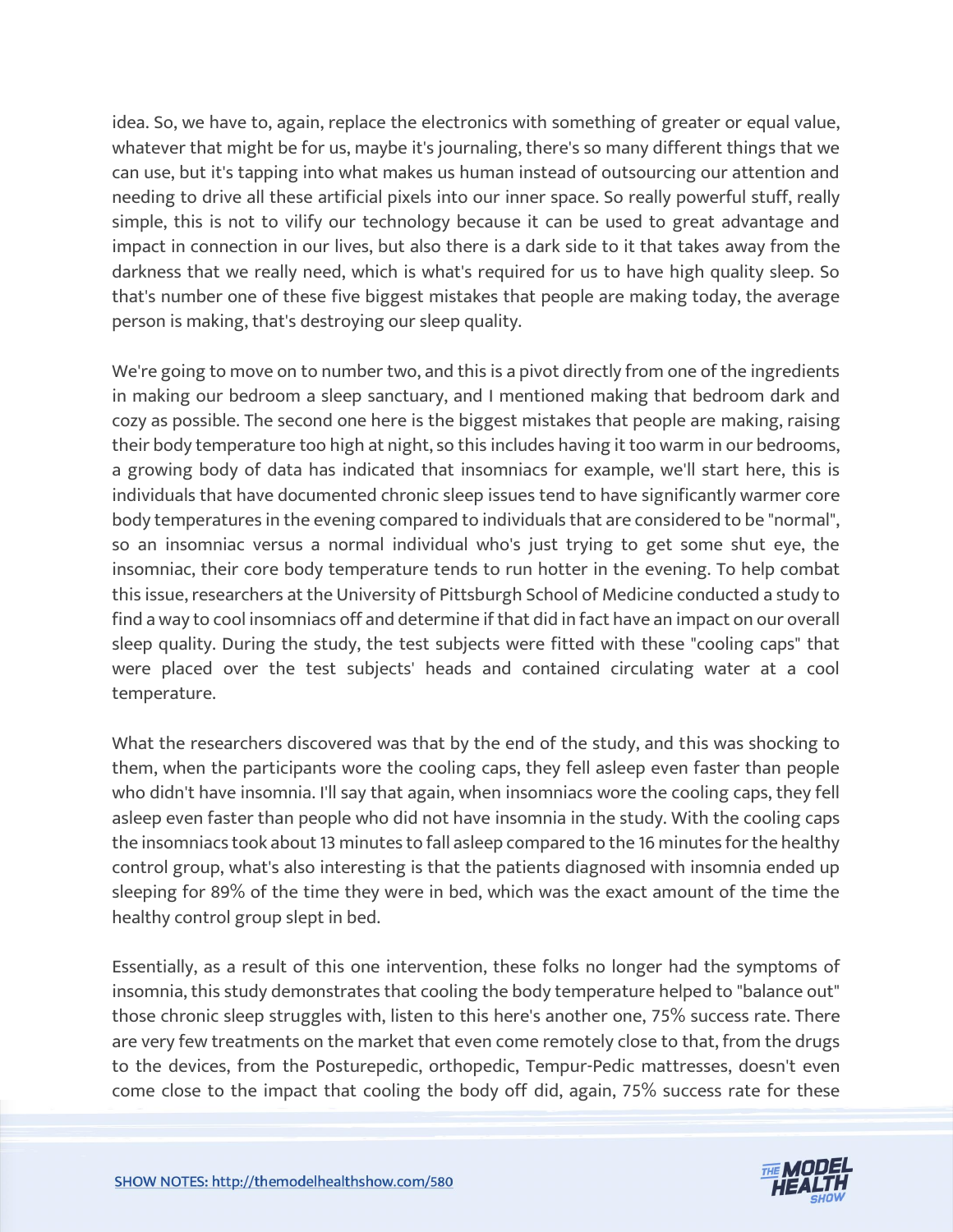idea. So, we have to, again, replace the electronics with something of greater or equal value, whatever that might be for us, maybe it's journaling, there's so many different things that we can use, but it's tapping into what makes us human instead of outsourcing our attention and needing to drive all these artificial pixels into our inner space. So really powerful stuff, really simple, this is not to vilify our technology because it can be used to great advantage and impact in connection in our lives, but also there is a dark side to it that takes away from the darkness that we really need, which is what's required for us to have high quality sleep. So that's number one of these five biggest mistakes that people are making today, the average person is making, that's destroying our sleep quality.

We're going to move on to number two, and this is a pivot directly from one of the ingredients in making our bedroom a sleep sanctuary, and I mentioned making that bedroom dark and cozy as possible. The second one here is the biggest mistakes that people are making, raising their body temperature too high at night, so this includes having it too warm in our bedrooms, a growing body of data has indicated that insomniacs for example, we'll start here, this is individuals that have documented chronic sleep issues tend to have significantly warmer core body temperatures in the evening compared to individuals that are considered to be "normal", so an insomniac versus a normal individual who's just trying to get some shut eye, the insomniac, their core body temperature tends to run hotter in the evening. To help combat this issue, researchers at the University of Pittsburgh School of Medicine conducted a study to find a way to cool insomniacs off and determine if that did in fact have an impact on our overall sleep quality. During the study, the test subjects were fitted with these "cooling caps" that were placed over the test subjects' heads and contained circulating water at a cool temperature.

What the researchers discovered was that by the end of the study, and this was shocking to them, when the participants wore the cooling caps, they fell asleep even faster than people who didn't have insomnia. I'll say that again, when insomniacs wore the cooling caps, they fell asleep even faster than people who did not have insomnia in the study. With the cooling caps the insomniacs took about 13 minutes to fall asleep compared to the 16 minutes for the healthy control group, what's also interesting is that the patients diagnosed with insomnia ended up sleeping for 89% of the time they were in bed, which was the exact amount of the time the healthy control group slept in bed.

Essentially, as a result of this one intervention, these folks no longer had the symptoms of insomnia, this study demonstrates that cooling the body temperature helped to "balance out" those chronic sleep struggles with, listen to this here's another one, 75% success rate. There are very few treatments on the market that even come remotely close to that, from the drugs to the devices, from the Posturepedic, orthopedic, Tempur-Pedic mattresses, doesn't even come close to the impact that cooling the body off did, again, 75% success rate for these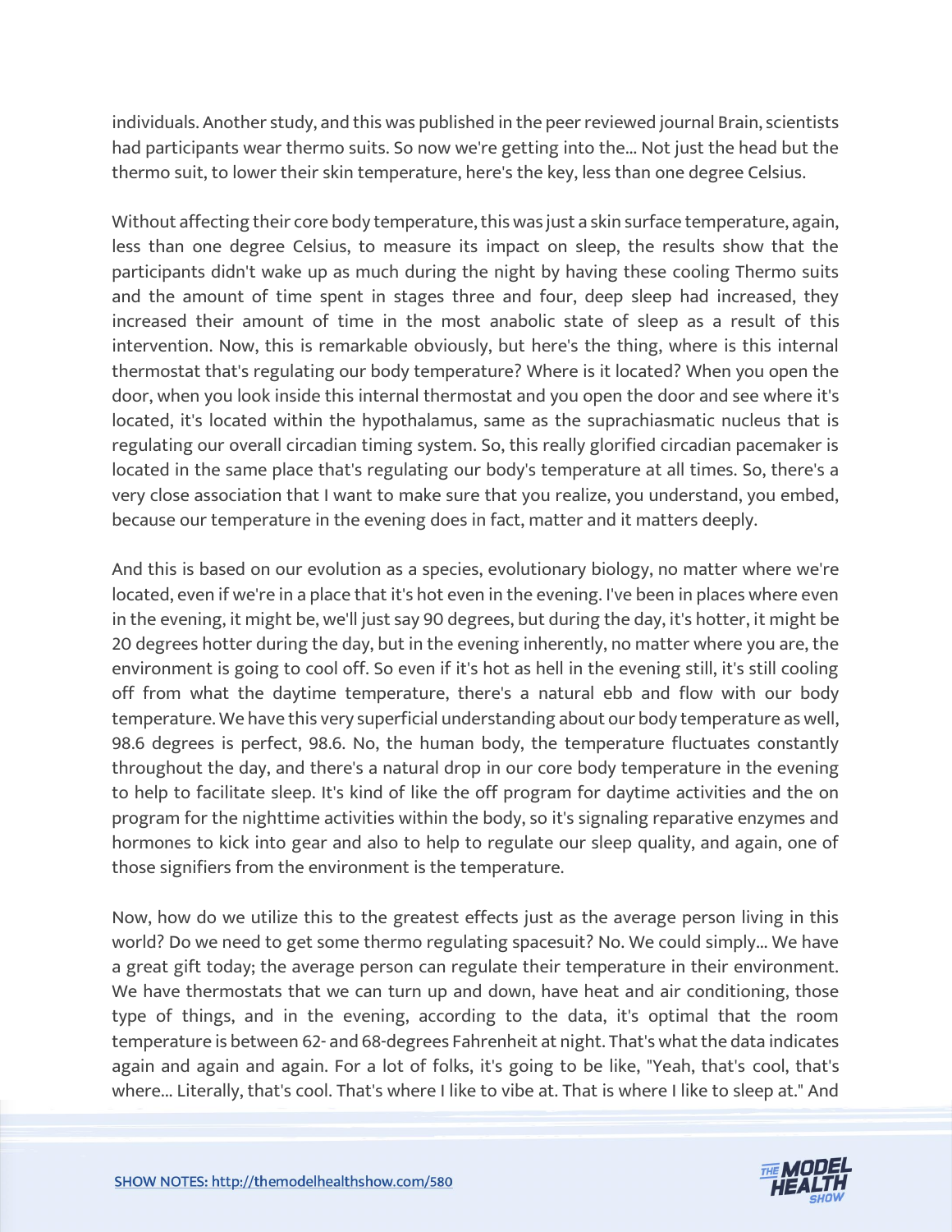individuals. Another study, and this was published in the peer reviewed journal Brain, scientists had participants wear thermo suits. So now we're getting into the... Not just the head but the thermo suit, to lower their skin temperature, here's the key, less than one degree Celsius.

Without affecting their core body temperature, this was just a skin surface temperature, again, less than one degree Celsius, to measure its impact on sleep, the results show that the participants didn't wake up as much during the night by having these cooling Thermo suits and the amount of time spent in stages three and four, deep sleep had increased, they increased their amount of time in the most anabolic state of sleep as a result of this intervention. Now, this is remarkable obviously, but here's the thing, where is this internal thermostat that's regulating our body temperature? Where is it located? When you open the door, when you look inside this internal thermostat and you open the door and see where it's located, it's located within the hypothalamus, same as the suprachiasmatic nucleus that is regulating our overall circadian timing system. So, this really glorified circadian pacemaker is located in the same place that's regulating our body's temperature at all times. So, there's a very close association that I want to make sure that you realize, you understand, you embed, because our temperature in the evening does in fact, matter and it matters deeply.

And this is based on our evolution as a species, evolutionary biology, no matter where we're located, even if we're in a place that it's hot even in the evening. I've been in places where even in the evening, it might be, we'll just say 90 degrees, but during the day, it's hotter, it might be 20 degrees hotter during the day, but in the evening inherently, no matter where you are, the environment is going to cool off. So even if it's hot as hell in the evening still, it's still cooling off from what the daytime temperature, there's a natural ebb and flow with our body temperature. We have this very superficial understanding about our body temperature as well, 98.6 degrees is perfect, 98.6. No, the human body, the temperature fluctuates constantly throughout the day, and there's a natural drop in our core body temperature in the evening to help to facilitate sleep. It's kind of like the off program for daytime activities and the on program for the nighttime activities within the body, so it's signaling reparative enzymes and hormones to kick into gear and also to help to regulate our sleep quality, and again, one of those signifiers from the environment is the temperature.

Now, how do we utilize this to the greatest effects just as the average person living in this world? Do we need to get some thermo regulating spacesuit? No. We could simply... We have a great gift today; the average person can regulate their temperature in their environment. We have thermostats that we can turn up and down, have heat and air conditioning, those type of things, and in the evening, according to the data, it's optimal that the room temperature is between 62- and 68-degrees Fahrenheit at night. That's what the data indicates again and again and again. For a lot of folks, it's going to be like, "Yeah, that's cool, that's where... Literally, that's cool. That's where I like to vibe at. That is where I like to sleep at." And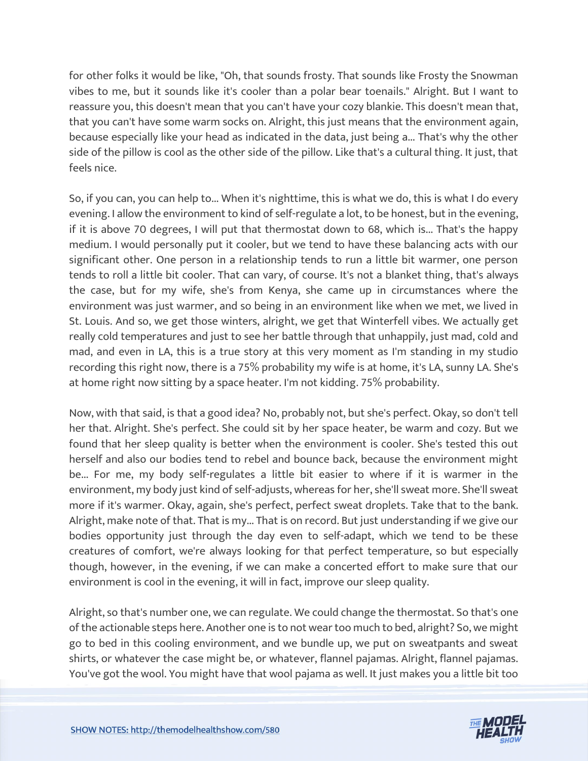for other folks it would be like, "Oh, that sounds frosty. That sounds like Frosty the Snowman vibes to me, but it sounds like it's cooler than a polar bear toenails." Alright. But I want to reassure you, this doesn't mean that you can't have your cozy blankie. This doesn't mean that, that you can't have some warm socks on. Alright, this just means that the environment again, because especially like your head as indicated in the data, just being a... That's why the other side of the pillow is cool as the other side of the pillow. Like that's a cultural thing. It just, that feels nice.

So, if you can, you can help to... When it's nighttime, this is what we do, this is what I do every evening. I allow the environment to kind of self-regulate a lot, to be honest, but in the evening, if it is above 70 degrees, I will put that thermostat down to 68, which is... That's the happy medium. I would personally put it cooler, but we tend to have these balancing acts with our significant other. One person in a relationship tends to run a little bit warmer, one person tends to roll a little bit cooler. That can vary, of course. It's not a blanket thing, that's always the case, but for my wife, she's from Kenya, she came up in circumstances where the environment was just warmer, and so being in an environment like when we met, we lived in St. Louis. And so, we get those winters, alright, we get that Winterfell vibes. We actually get really cold temperatures and just to see her battle through that unhappily, just mad, cold and mad, and even in LA, this is a true story at this very moment as I'm standing in my studio recording this right now, there is a 75% probability my wife is at home, it's LA, sunny LA. She's at home right now sitting by a space heater. I'm not kidding. 75% probability.

Now, with that said, is that a good idea? No, probably not, but she's perfect. Okay, so don't tell her that. Alright. She's perfect. She could sit by her space heater, be warm and cozy. But we found that her sleep quality is better when the environment is cooler. She's tested this out herself and also our bodies tend to rebel and bounce back, because the environment might be... For me, my body self-regulates a little bit easier to where if it is warmer in the environment, my body just kind of self-adjusts, whereas for her, she'll sweat more. She'll sweat more if it's warmer. Okay, again, she's perfect, perfect sweat droplets. Take that to the bank. Alright, make note of that. That is my... That is on record. But just understanding if we give our bodies opportunity just through the day even to self-adapt, which we tend to be these creatures of comfort, we're always looking for that perfect temperature, so but especially though, however, in the evening, if we can make a concerted effort to make sure that our environment is cool in the evening, it will in fact, improve our sleep quality.

Alright, so that's number one, we can regulate. We could change the thermostat. So that's one of the actionable steps here. Another one is to not wear too much to bed, alright? So, we might go to bed in this cooling environment, and we bundle up, we put on sweatpants and sweat shirts, or whatever the case might be, or whatever, flannel pajamas. Alright, flannel pajamas. You've got the wool. You might have that wool pajama as well. It just makes you a little bit too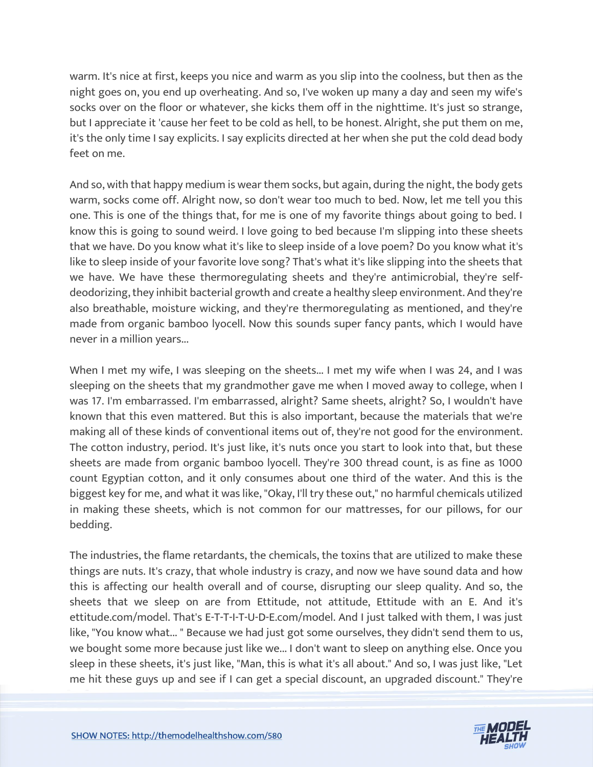warm. It's nice at first, keeps you nice and warm as you slip into the coolness, but then as the night goes on, you end up overheating. And so, I've woken up many a day and seen my wife's socks over on the floor or whatever, she kicks them off in the nighttime. It's just so strange, but I appreciate it 'cause her feet to be cold as hell, to be honest. Alright, she put them on me, it's the only time I say explicits. I say explicits directed at her when she put the cold dead body feet on me.

And so, with that happy medium is wear them socks, but again, during the night, the body gets warm, socks come off. Alright now, so don't wear too much to bed. Now, let me tell you this one. This is one of the things that, for me is one of my favorite things about going to bed. I know this is going to sound weird. I love going to bed because I'm slipping into these sheets that we have. Do you know what it's like to sleep inside of a love poem? Do you know what it's like to sleep inside of your favorite love song? That's what it's like slipping into the sheets that we have. We have these thermoregulating sheets and they're antimicrobial, they're self-deodorizing, they inhibit bacterial growth and create a healthy sleep environment. And they're also breathable, moisture wicking, and they're thermoregulating as mentioned, and they're made from organic bamboo lyocell. Now this sounds super fancy pants, which I would have never in a million years...

When I met my wife, I was sleeping on the sheets... I met my wife when I was 24, and I was sleeping on the sheets that my grandmother gave me when I moved away to college, when I was 17. I'm embarrassed. I'm embarrassed, alright? Same sheets, alright? So, I wouldn't have known that this even mattered. But this is also important, because the materials that we're making all of these kinds of conventional items out of, they're not good for the environment. The cotton industry, period. It's just like, it's nuts once you start to look into that, but these sheets are made from organic bamboo lyocell. They're 300 thread count, is as fine as 1000 count Egyptian cotton, and it only consumes about one third of the water. And this is the biggest key for me, and what it was like, "Okay, I'll try these out," no harmful chemicals utilized in making these sheets, which is not common for our mattresses, for our pillows, for our bedding.

The industries, the flame retardants, the chemicals, the toxins that are utilized to make these things are nuts. It's crazy, that whole industry is crazy, and now we have sound data and how this is affecting our health overall and of course, disrupting our sleep quality. And so, the sheets that we sleep on are from Ettitude, not attitude, Ettitude with an E. And it's ettitude.com/model. That's E-T-T-I-T-U-D-E.com/model. And I just talked with them, I was just like, "You know what... " Because we had just got some ourselves, they didn't send them to us, we bought some more because just like we... I don't want to sleep on anything else. Once you sleep in these sheets, it's just like, "Man, this is what it's all about." And so, I was just like, "Let me hit these guys up and see if I can get a special discount, an upgraded discount." They're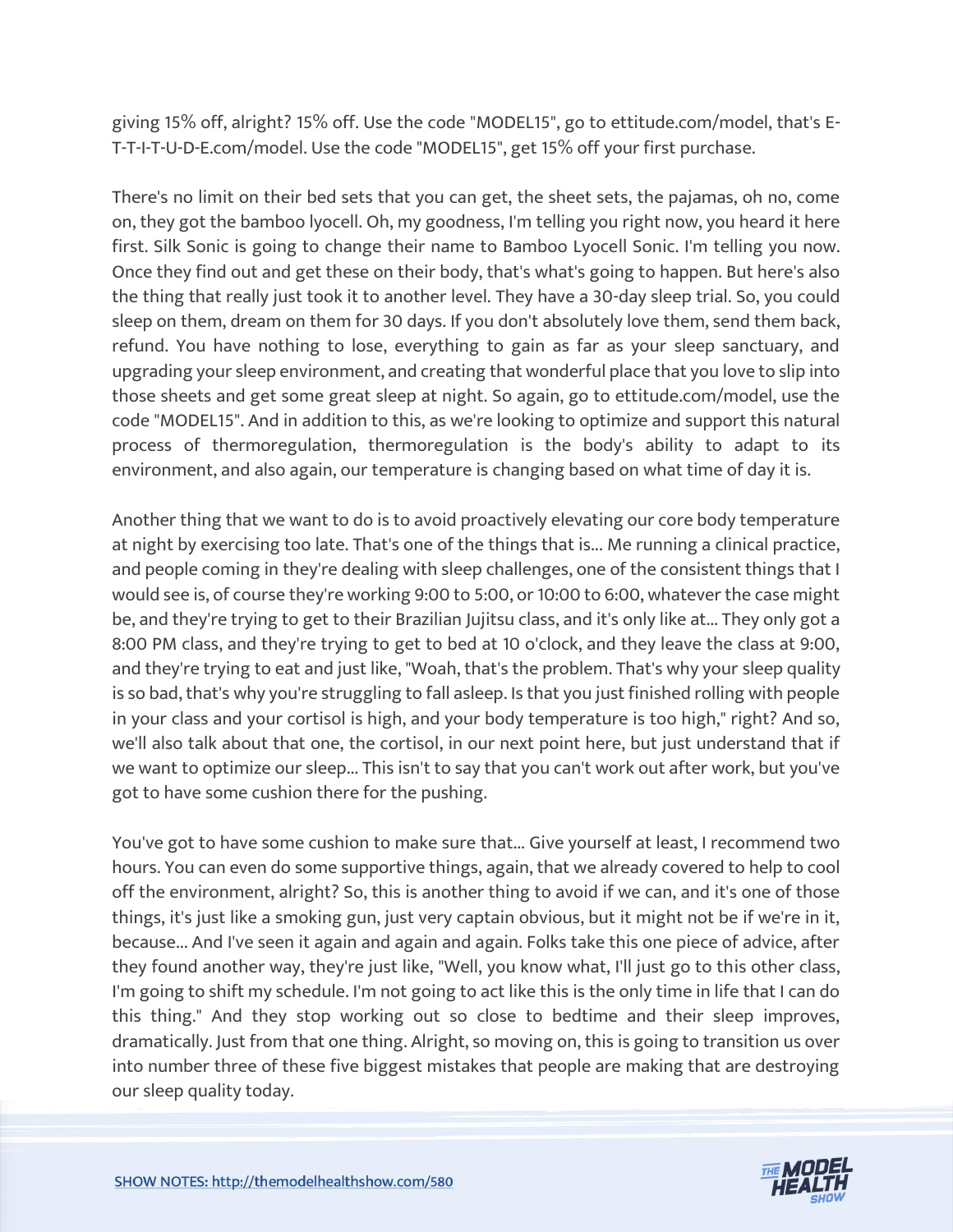giving 15% off, alright? 15% off. Use the code "MODEL15", go to ettitude.com/model, that's E-T-T-I-T-U-D-E.com/model. Use the code "MODEL15", get 15% off your first purchase.

There's no limit on their bed sets that you can get, the sheet sets, the pajamas, oh no, come on, they got the bamboo lyocell. Oh, my goodness, I'm telling you right now, you heard it here first. Silk Sonic is going to change their name to Bamboo Lyocell Sonic. I'm telling you now. Once they find out and get these on their body, that's what's going to happen. But here's also the thing that really just took it to another level. They have a 30-day sleep trial. So, you could sleep on them, dream on them for 30 days. If you don't absolutely love them, send them back, refund. You have nothing to lose, everything to gain as far as your sleep sanctuary, and upgrading your sleep environment, and creating that wonderful place that you love to slip into those sheets and get some great sleep at night. So again, go to ettitude.com/model, use the code "MODEL15". And in addition to this, as we're looking to optimize and support this natural process of thermoregulation, thermoregulation is the body's ability to adapt to its environment, and also again, our temperature is changing based on what time of day it is.

Another thing that we want to do is to avoid proactively elevating our core body temperature at night by exercising too late. That's one of the things that is... Me running a clinical practice, and people coming in they're dealing with sleep challenges, one of the consistent things that I would see is, of course they're working 9:00 to 5:00, or 10:00 to 6:00, whatever the case might be, and they're trying to get to their Brazilian Jujitsu class, and it's only like at... They only got a 8:00 PM class, and they're trying to get to bed at 10 o'clock, and they leave the class at 9:00, and they're trying to eat and just like, "Woah, that's the problem. That's why your sleep quality is so bad, that's why you're struggling to fall asleep. Is that you just finished rolling with people in your class and your cortisol is high, and your body temperature is too high," right? And so, we'll also talk about that one, the cortisol, in our next point here, but just understand that if we want to optimize our sleep... This isn't to say that you can't work out after work, but you've got to have some cushion there for the pushing.

You've got to have some cushion to make sure that... Give yourself at least, I recommend two hours. You can even do some supportive things, again, that we already covered to help to cool off the environment, alright? So, this is another thing to avoid if we can, and it's one of those things, it's just like a smoking gun, just very captain obvious, but it might not be if we're in it, because... And I've seen it again and again and again. Folks take this one piece of advice, after they found another way, they're just like, "Well, you know what, I'll just go to this other class, I'm going to shift my schedule. I'm not going to act like this is the only time in life that I can do this thing." And they stop working out so close to bedtime and their sleep improves, dramatically. Just from that one thing. Alright, so moving on, this is going to transition us over into number three of these five biggest mistakes that people are making that are destroying our sleep quality today.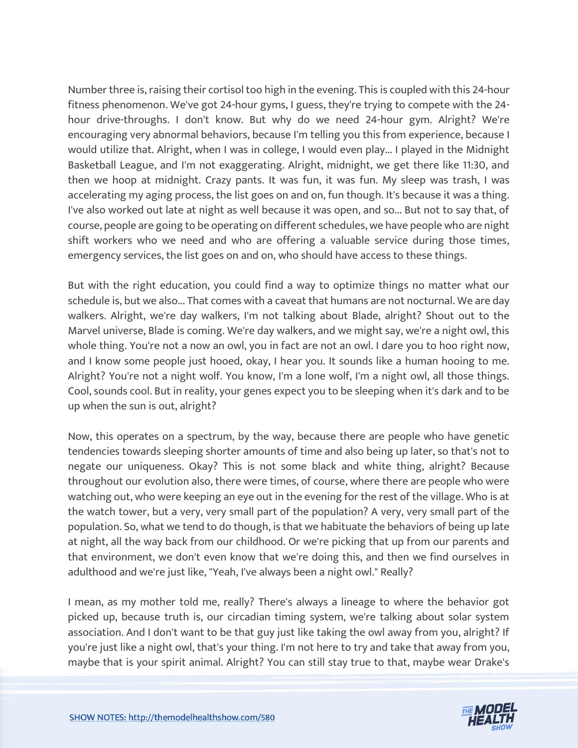Number three is, raising their cortisol too high in the evening. This is coupled with this 24-hour fitness phenomenon. We've got 24-hour gyms, I guess, they're trying to compete with the 24-hour drive-throughs. I don't know. But why do we need 24-hour gym. Alright? We're encouraging very abnormal behaviors, because I'm telling you this from experience, because I would utilize that. Alright, when I was in college, I would even play... I played in the Midnight Basketball League, and I'm not exaggerating. Alright, midnight, we get there like 11:30, and then we hoop at midnight. Crazy pants. It was fun, it was fun. My sleep was trash, I was accelerating my aging process, the list goes on and on, fun though. It's because it was a thing. I've also worked out late at night as well because it was open, and so... But not to say that, of course, people are going to be operating on different schedules, we have people who are night shift workers who we need and who are offering a valuable service during those times, emergency services, the list goes on and on, who should have access to these things.

But with the right education, you could find a way to optimize things no matter what our schedule is, but we also... That comes with a caveat that humans are not nocturnal. We are day walkers. Alright, we're day walkers, I'm not talking about Blade, alright? Shout out to the Marvel universe, Blade is coming. We're day walkers, and we might say, we're a night owl, this whole thing. You're not a now an owl, you in fact are not an owl. I dare you to hoo right now, and I know some people just hooed, okay, I hear you. It sounds like a human hooing to me. Alright? You're not a night wolf. You know, I'm a lone wolf, I'm a night owl, all those things. Cool, sounds cool. But in reality, your genes expect you to be sleeping when it's dark and to be up when the sun is out, alright?

Now, this operates on a spectrum, by the way, because there are people who have genetic tendencies towards sleeping shorter amounts of time and also being up later, so that's not to negate our uniqueness. Okay? This is not some black and white thing, alright? Because throughout our evolution also, there were times, of course, where there are people who were watching out, who were keeping an eye out in the evening for the rest of the village. Who is at the watch tower, but a very, very small part of the population? A very, very small part of the population. So, what we tend to do though, is that we habituate the behaviors of being up late at night, all the way back from our childhood. Or we're picking that up from our parents and that environment, we don't even know that we're doing this, and then we find ourselves in adulthood and we're just like, "Yeah, I've always been a night owl." Really?

I mean, as my mother told me, really? There's always a lineage to where the behavior got picked up, because truth is, our circadian timing system, we're talking about solar system association. And I don't want to be that guy just like taking the owl away from you, alright? If you're just like a night owl, that's your thing. I'm not here to try and take that away from you, maybe that is your spirit animal. Alright? You can still stay true to that, maybe wear Drake's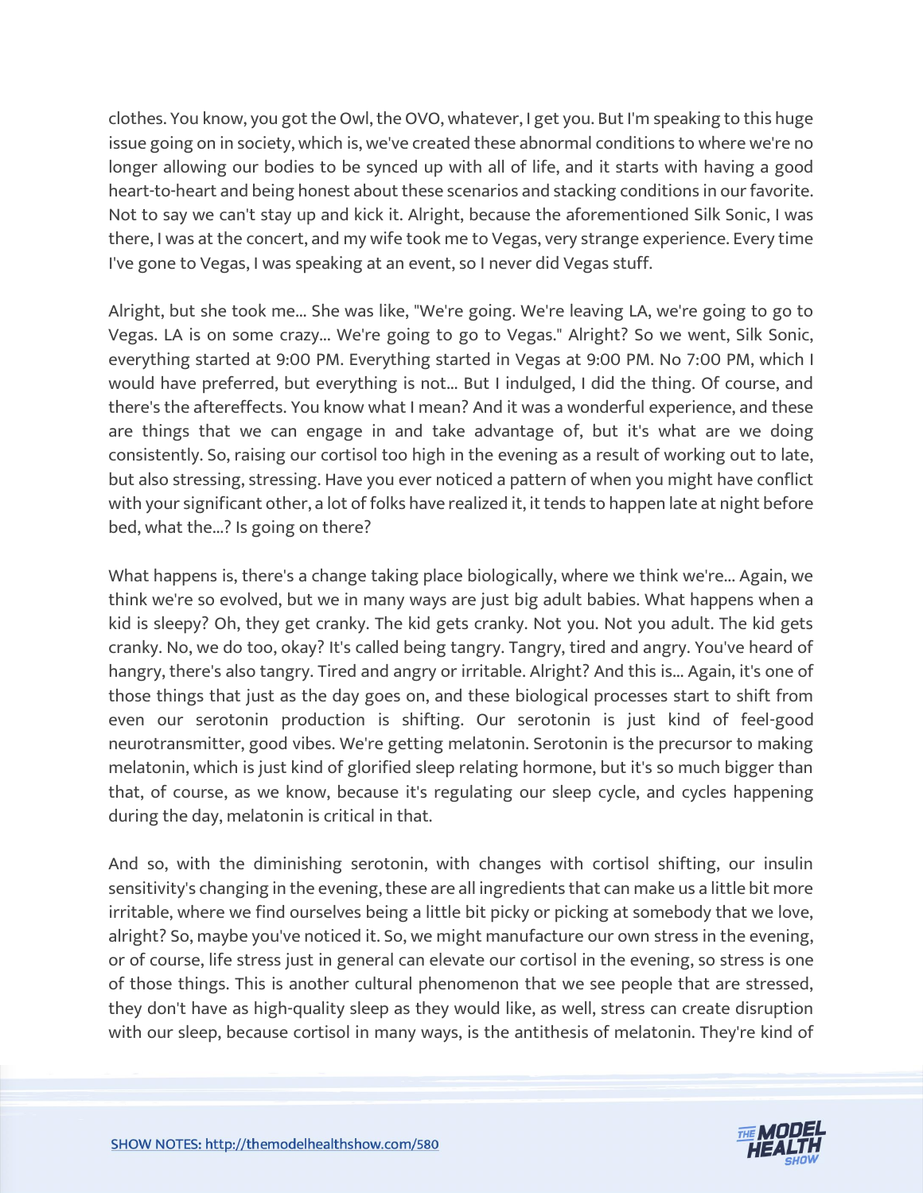clothes. You know, you got the Owl, the OVO, whatever, I get you. But I'm speaking to this huge issue going on in society, which is, we've created these abnormal conditions to where we're no longer allowing our bodies to be synced up with all of life, and it starts with having a good heart-to-heart and being honest about these scenarios and stacking conditions in our favorite. Not to say we can't stay up and kick it. Alright, because the aforementioned Silk Sonic, I was there, I was at the concert, and my wife took me to Vegas, very strange experience. Every time I've gone to Vegas, I was speaking at an event, so I never did Vegas stuff.

Alright, but she took me... She was like, "We're going. We're leaving LA, we're going to go to Vegas. LA is on some crazy... We're going to go to Vegas." Alright? So we went, Silk Sonic, everything started at 9:00 PM. Everything started in Vegas at 9:00 PM. No 7:00 PM, which I would have preferred, but everything is not... But I indulged, I did the thing. Of course, and there's the aftereffects. You know what I mean? And it was a wonderful experience, and these are things that we can engage in and take advantage of, but it's what are we doing consistently. So, raising our cortisol too high in the evening as a result of working out to late, but also stressing, stressing. Have you ever noticed a pattern of when you might have conflict with your significant other, a lot of folks have realized it, it tends to happen late at night before bed, what the...? Is going on there?

What happens is, there's a change taking place biologically, where we think we're... Again, we think we're so evolved, but we in many ways are just big adult babies. What happens when a kid is sleepy? Oh, they get cranky. The kid gets cranky. Not you. Not you adult. The kid gets cranky. No, we do too, okay? It's called being tangry. Tangry, tired and angry. You've heard of hangry, there's also tangry. Tired and angry or irritable. Alright? And this is... Again, it's one of those things that just as the day goes on, and these biological processes start to shift from even our serotonin production is shifting. Our serotonin is just kind of feel-good neurotransmitter, good vibes. We're getting melatonin. Serotonin is the precursor to making melatonin, which is just kind of glorified sleep relating hormone, but it's so much bigger than that, of course, as we know, because it's regulating our sleep cycle, and cycles happening during the day, melatonin is critical in that.

And so, with the diminishing serotonin, with changes with cortisol shifting, our insulin sensitivity's changing in the evening, these are all ingredients that can make us a little bit more irritable, where we find ourselves being a little bit picky or picking at somebody that we love, alright? So, maybe you've noticed it. So, we might manufacture our own stress in the evening, or of course, life stress just in general can elevate our cortisol in the evening, so stress is one of those things. This is another cultural phenomenon that we see people that are stressed, they don't have as high-quality sleep as they would like, as well, stress can create disruption with our sleep, because cortisol in many ways, is the antithesis of melatonin. They're kind of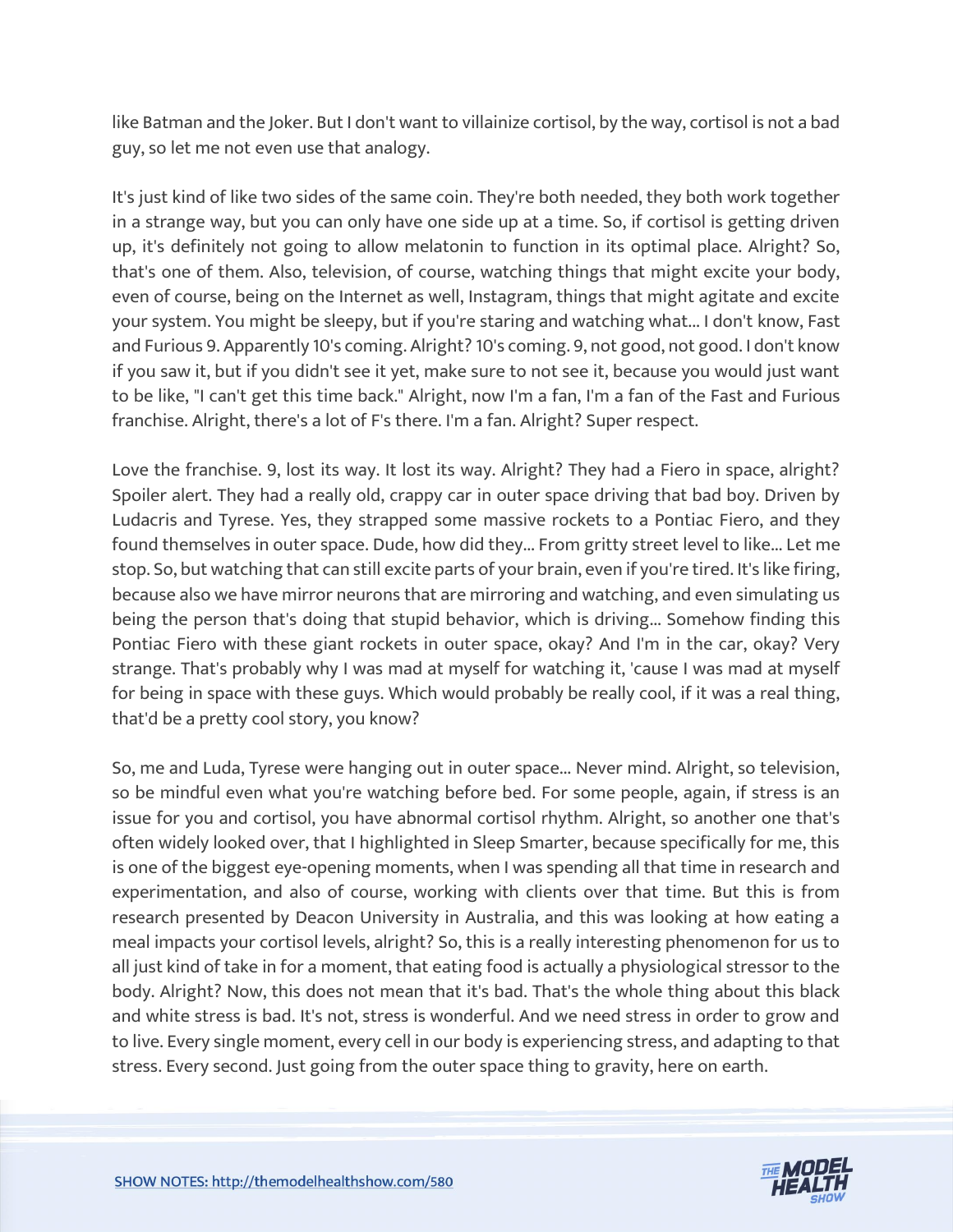like Batman and the Joker. But I don't want to villainize cortisol, by the way, cortisol is not a bad guy, so let me not even use that analogy.

It's just kind of like two sides of the same coin. They're both needed, they both work together in a strange way, but you can only have one side up at a time. So, if cortisol is getting driven up, it's definitely not going to allow melatonin to function in its optimal place. Alright? So, that's one of them. Also, television, of course, watching things that might excite your body, even of course, being on the Internet as well, Instagram, things that might agitate and excite your system. You might be sleepy, but if you're staring and watching what... I don't know, Fast and Furious 9. Apparently 10's coming. Alright? 10's coming. 9, not good, not good. I don't know if you saw it, but if you didn't see it yet, make sure to not see it, because you would just want to be like, "I can't get this time back." Alright, now I'm a fan, I'm a fan of the Fast and Furious franchise. Alright, there's a lot of F's there. I'm a fan. Alright? Super respect.

Love the franchise. 9, lost its way. It lost its way. Alright? They had a Fiero in space, alright? Spoiler alert. They had a really old, crappy car in outer space driving that bad boy. Driven by Ludacris and Tyrese. Yes, they strapped some massive rockets to a Pontiac Fiero, and they found themselves in outer space. Dude, how did they... From gritty street level to like... Let me stop. So, but watching that can still excite parts of your brain, even if you're tired. It's like firing, because also we have mirror neurons that are mirroring and watching, and even simulating us being the person that's doing that stupid behavior, which is driving... Somehow finding this Pontiac Fiero with these giant rockets in outer space, okay? And I'm in the car, okay? Very strange. That's probably why I was mad at myself for watching it, 'cause I was mad at myself for being in space with these guys. Which would probably be really cool, if it was a real thing, that'd be a pretty cool story, you know?

So, me and Luda, Tyrese were hanging out in outer space... Never mind. Alright, so television, so be mindful even what you're watching before bed. For some people, again, if stress is an issue for you and cortisol, you have abnormal cortisol rhythm. Alright, so another one that's often widely looked over, that I highlighted in Sleep Smarter, because specifically for me, this is one of the biggest eye-opening moments, when I was spending all that time in research and experimentation, and also of course, working with clients over that time. But this is from research presented by Deacon University in Australia, and this was looking at how eating a meal impacts your cortisol levels, alright? So, this is a really interesting phenomenon for us to all just kind of take in for a moment, that eating food is actually a physiological stressor to the body. Alright? Now, this does not mean that it's bad. That's the whole thing about this black and white stress is bad. It's not, stress is wonderful. And we need stress in order to grow and to live. Every single moment, every cell in our body is experiencing stress, and adapting to that stress. Every second. Just going from the outer space thing to gravity, here on earth.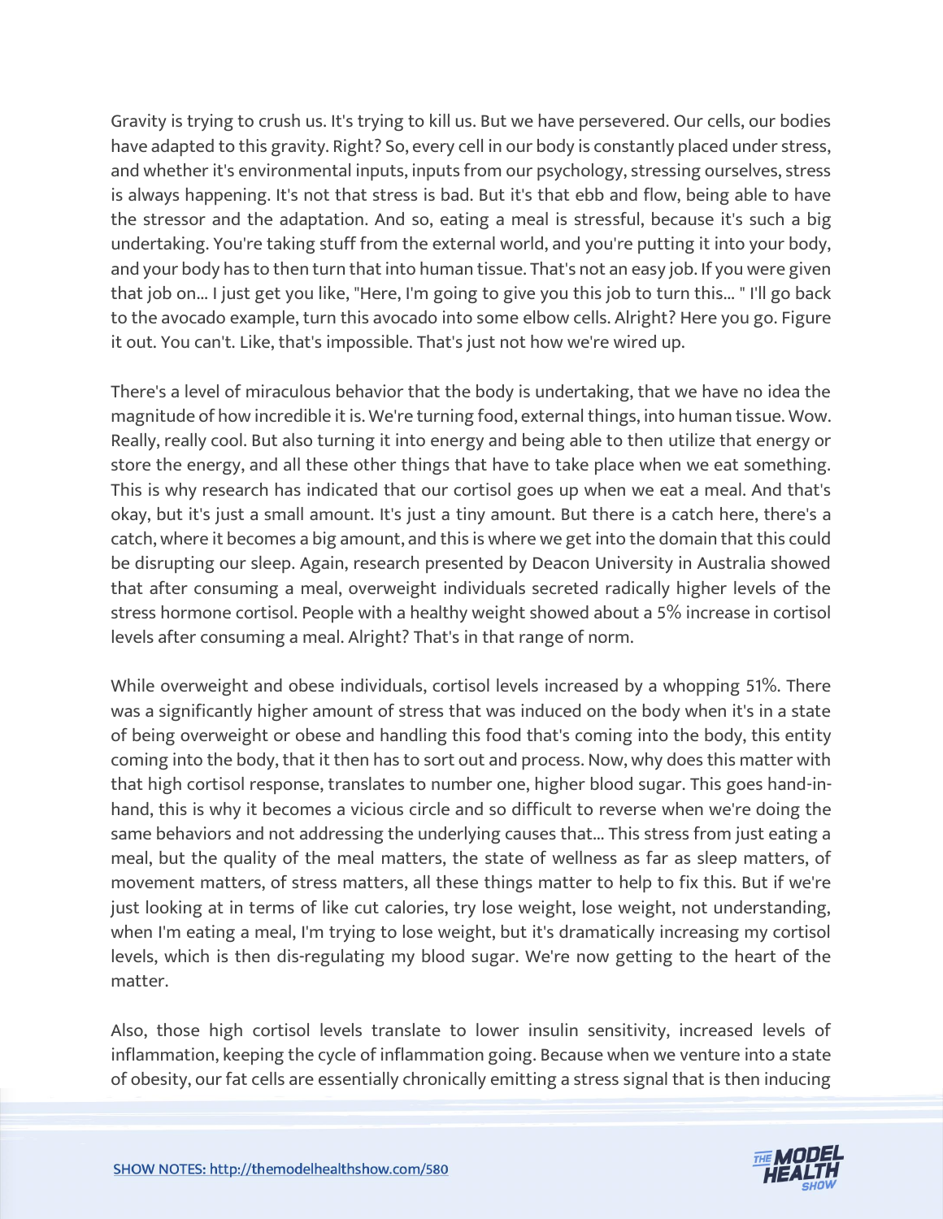Gravity is trying to crush us. It's trying to kill us. But we have persevered. Our cells, our bodies have adapted to this gravity. Right? So, every cell in our body is constantly placed under stress, and whether it's environmental inputs, inputs from our psychology, stressing ourselves, stress is always happening. It's not that stress is bad. But it's that ebb and flow, being able to have the stressor and the adaptation. And so, eating a meal is stressful, because it's such a big undertaking. You're taking stuff from the external world, and you're putting it into your body, and your body has to then turn that into human tissue. That's not an easy job. If you were given that job on... I just get you like, "Here, I'm going to give you this job to turn this... " I'll go back to the avocado example, turn this avocado into some elbow cells. Alright? Here you go. Figure it out. You can't. Like, that's impossible. That's just not how we're wired up.

There's a level of miraculous behavior that the body is undertaking, that we have no idea the magnitude of how incredible it is. We're turning food, external things, into human tissue. Wow. Really, really cool. But also turning it into energy and being able to then utilize that energy or store the energy, and all these other things that have to take place when we eat something. This is why research has indicated that our cortisol goes up when we eat a meal. And that's okay, but it's just a small amount. It's just a tiny amount. But there is a catch here, there's a catch, where it becomes a big amount, and this is where we get into the domain that this could be disrupting our sleep. Again, research presented by Deacon University in Australia showed that after consuming a meal, overweight individuals secreted radically higher levels of the stress hormone cortisol. People with a healthy weight showed about a 5% increase in cortisol levels after consuming a meal. Alright? That's in that range of norm.

While overweight and obese individuals, cortisol levels increased by a whopping 51%. There was a significantly higher amount of stress that was induced on the body when it's in a state of being overweight or obese and handling this food that's coming into the body, this entity coming into the body, that it then has to sort out and process. Now, why does this matter with that high cortisol response, translates to number one, higher blood sugar. This goes hand-in-hand, this is why it becomes a vicious circle and so difficult to reverse when we're doing the same behaviors and not addressing the underlying causes that... This stress from just eating a meal, but the quality of the meal matters, the state of wellness as far as sleep matters, of movement matters, of stress matters, all these things matter to help to fix this. But if we're just looking at in terms of like cut calories, try lose weight, lose weight, not understanding, when I'm eating a meal, I'm trying to lose weight, but it's dramatically increasing my cortisol levels, which is then dis-regulating my blood sugar. We're now getting to the heart of the matter.

Also, those high cortisol levels translate to lower insulin sensitivity, increased levels of inflammation, keeping the cycle of inflammation going. Because when we venture into a state of obesity, our fat cells are essentially chronically emitting a stress signal that is then inducing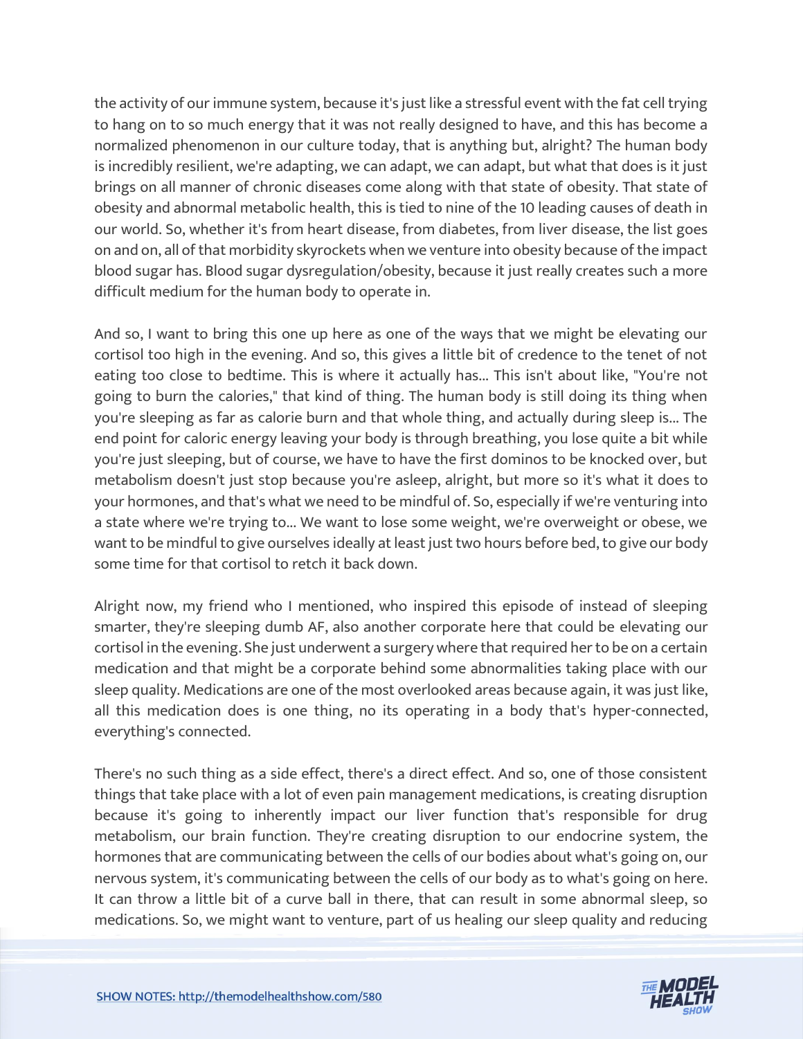the activity of our immune system, because it's just like a stressful event with the fat cell trying to hang on to so much energy that it was not really designed to have, and this has become a normalized phenomenon in our culture today, that is anything but, alright? The human body is incredibly resilient, we're adapting, we can adapt, we can adapt, but what that does is it just brings on all manner of chronic diseases come along with that state of obesity. That state of obesity and abnormal metabolic health, this is tied to nine of the 10 leading causes of death in our world. So, whether it's from heart disease, from diabetes, from liver disease, the list goes on and on, all of that morbidity skyrockets when we venture into obesity because of the impact blood sugar has. Blood sugar dysregulation/obesity, because it just really creates such a more difficult medium for the human body to operate in.

And so, I want to bring this one up here as one of the ways that we might be elevating our cortisol too high in the evening. And so, this gives a little bit of credence to the tenet of not eating too close to bedtime. This is where it actually has... This isn't about like, "You're not going to burn the calories," that kind of thing. The human body is still doing its thing when you're sleeping as far as calorie burn and that whole thing, and actually during sleep is... The end point for caloric energy leaving your body is through breathing, you lose quite a bit while you're just sleeping, but of course, we have to have the first dominos to be knocked over, but metabolism doesn't just stop because you're asleep, alright, but more so it's what it does to your hormones, and that's what we need to be mindful of. So, especially if we're venturing into a state where we're trying to... We want to lose some weight, we're overweight or obese, we want to be mindful to give ourselves ideally at least just two hours before bed, to give our body some time for that cortisol to retch it back down.

Alright now, my friend who I mentioned, who inspired this episode of instead of sleeping smarter, they're sleeping dumb AF, also another corporate here that could be elevating our cortisol in the evening. She just underwent a surgery where that required her to be on a certain medication and that might be a corporate behind some abnormalities taking place with our sleep quality. Medications are one of the most overlooked areas because again, it was just like, all this medication does is one thing, no its operating in a body that's hyper-connected, everything's connected.

There's no such thing as a side effect, there's a direct effect. And so, one of those consistent things that take place with a lot of even pain management medications, is creating disruption because it's going to inherently impact our liver function that's responsible for drug metabolism, our brain function. They're creating disruption to our endocrine system, the hormones that are communicating between the cells of our bodies about what's going on, our nervous system, it's communicating between the cells of our body as to what's going on here. It can throw a little bit of a curve ball in there, that can result in some abnormal sleep, so medications. So, we might want to venture, part of us healing our sleep quality and reducing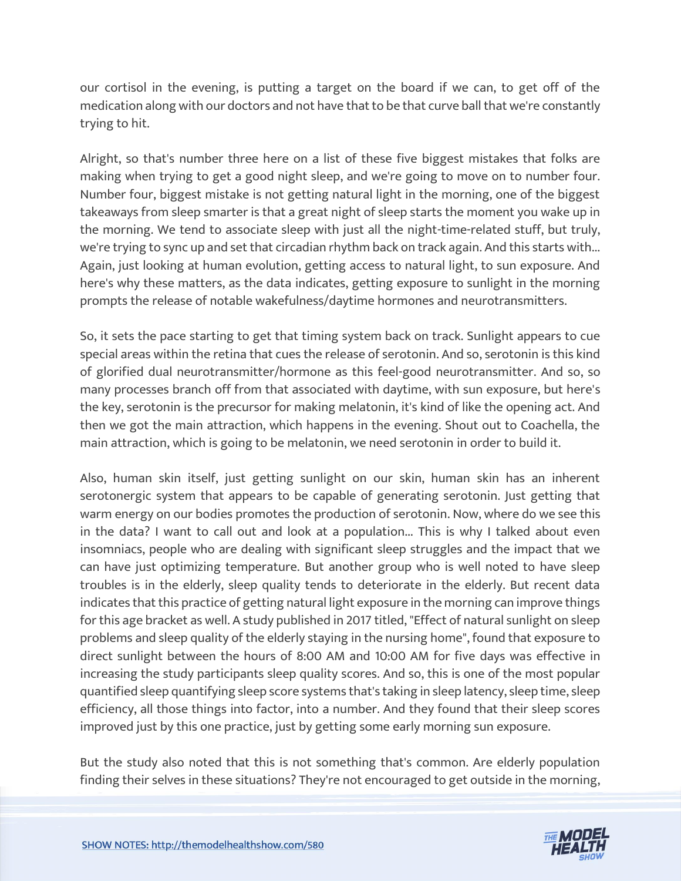our cortisol in the evening, is putting a target on the board if we can, to get off of the medication along with our doctors and not have that to be that curve ball that we're constantly trying to hit.

Alright, so that's number three here on a list of these five biggest mistakes that folks are making when trying to get a good night sleep, and we're going to move on to number four. Number four, biggest mistake is not getting natural light in the morning, one of the biggest takeaways from sleep smarter is that a great night of sleep starts the moment you wake up in the morning. We tend to associate sleep with just all the night-time-related stuff, but truly, we're trying to sync up and set that circadian rhythm back on track again. And this starts with... Again, just looking at human evolution, getting access to natural light, to sun exposure. And here's why these matters, as the data indicates, getting exposure to sunlight in the morning prompts the release of notable wakefulness/daytime hormones and neurotransmitters.

So, it sets the pace starting to get that timing system back on track. Sunlight appears to cue special areas within the retina that cues the release of serotonin. And so, serotonin is this kind of glorified dual neurotransmitter/hormone as this feel-good neurotransmitter. And so, so many processes branch off from that associated with daytime, with sun exposure, but here's the key, serotonin is the precursor for making melatonin, it's kind of like the opening act. And then we got the main attraction, which happens in the evening. Shout out to Coachella, the main attraction, which is going to be melatonin, we need serotonin in order to build it.

Also, human skin itself, just getting sunlight on our skin, human skin has an inherent serotonergic system that appears to be capable of generating serotonin. Just getting that warm energy on our bodies promotes the production of serotonin. Now, where do we see this in the data? I want to call out and look at a population... This is why I talked about even insomniacs, people who are dealing with significant sleep struggles and the impact that we can have just optimizing temperature. But another group who is well noted to have sleep troubles is in the elderly, sleep quality tends to deteriorate in the elderly. But recent data indicates that this practice of getting natural light exposure in the morning can improve things for this age bracket as well. A study published in 2017 titled, "Effect of natural sunlight on sleep problems and sleep quality of the elderly staying in the nursing home", found that exposure to direct sunlight between the hours of 8:00 AM and 10:00 AM for five days was effective in increasing the study participants sleep quality scores. And so, this is one of the most popular quantified sleep quantifying sleep score systems that's taking in sleep latency, sleep time, sleep efficiency, all those things into factor, into a number. And they found that their sleep scores improved just by this one practice, just by getting some early morning sun exposure.

But the study also noted that this is not something that's common. Are elderly population finding their selves in these situations? They're not encouraged to get outside in the morning,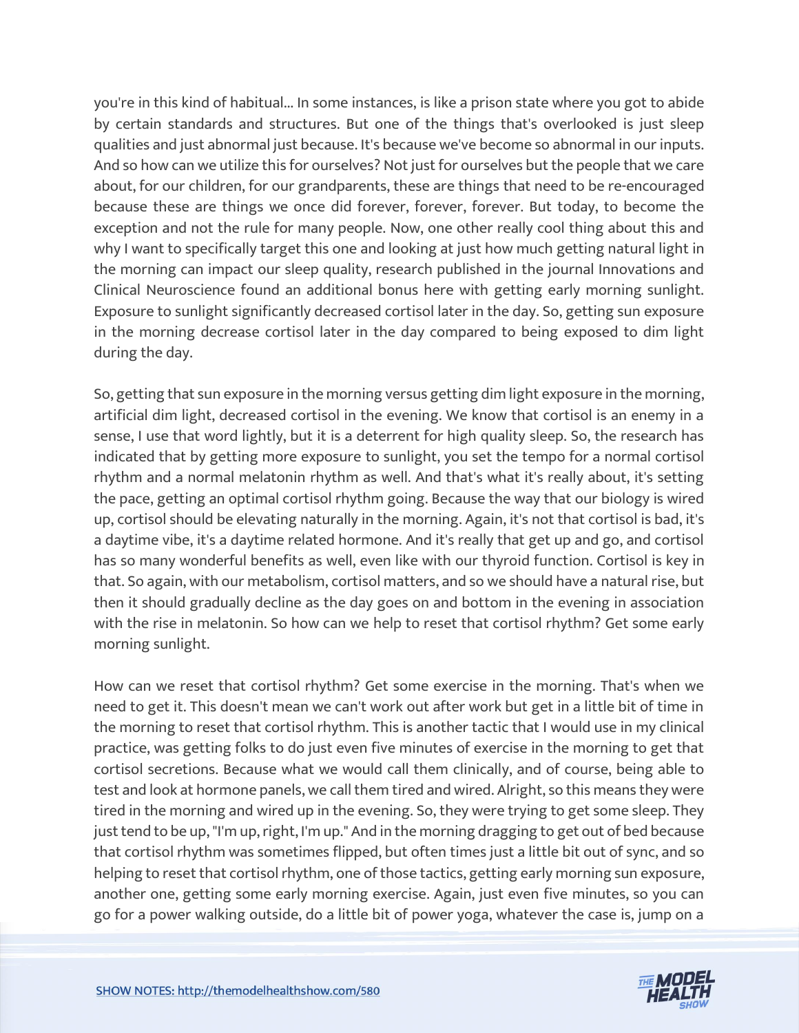you're in this kind of habitual... In some instances, is like a prison state where you got to abide by certain standards and structures. But one of the things that's overlooked is just sleep qualities and just abnormal just because. It's because we've become so abnormal in our inputs. And so how can we utilize this for ourselves? Not just for ourselves but the people that we care about, for our children, for our grandparents, these are things that need to be re-encouraged because these are things we once did forever, forever, forever. But today, to become the exception and not the rule for many people. Now, one other really cool thing about this and why I want to specifically target this one and looking at just how much getting natural light in the morning can impact our sleep quality, research published in the journal Innovations and Clinical Neuroscience found an additional bonus here with getting early morning sunlight. Exposure to sunlight significantly decreased cortisol later in the day. So, getting sun exposure in the morning decrease cortisol later in the day compared to being exposed to dim light during the day.

So, getting that sun exposure in the morning versus getting dim light exposure in the morning, artificial dim light, decreased cortisol in the evening. We know that cortisol is an enemy in a sense, I use that word lightly, but it is a deterrent for high quality sleep. So, the research has indicated that by getting more exposure to sunlight, you set the tempo for a normal cortisol rhythm and a normal melatonin rhythm as well. And that's what it's really about, it's setting the pace, getting an optimal cortisol rhythm going. Because the way that our biology is wired up, cortisol should be elevating naturally in the morning. Again, it's not that cortisol is bad, it's a daytime vibe, it's a daytime related hormone. And it's really that get up and go, and cortisol has so many wonderful benefits as well, even like with our thyroid function. Cortisol is key in that. So again, with our metabolism, cortisol matters, and so we should have a natural rise, but then it should gradually decline as the day goes on and bottom in the evening in association with the rise in melatonin. So how can we help to reset that cortisol rhythm? Get some early morning sunlight.

How can we reset that cortisol rhythm? Get some exercise in the morning. That's when we need to get it. This doesn't mean we can't work out after work but get in a little bit of time in the morning to reset that cortisol rhythm. This is another tactic that I would use in my clinical practice, was getting folks to do just even five minutes of exercise in the morning to get that cortisol secretions. Because what we would call them clinically, and of course, being able to test and look at hormone panels, we call them tired and wired. Alright, so this means they were tired in the morning and wired up in the evening. So, they were trying to get some sleep. They just tend to be up, "I'm up, right, I'm up." And in the morning dragging to get out of bed because that cortisol rhythm was sometimes flipped, but often times just a little bit out of sync, and so helping to reset that cortisol rhythm, one of those tactics, getting early morning sun exposure, another one, getting some early morning exercise. Again, just even five minutes, so you can go for a power walking outside, do a little bit of power yoga, whatever the case is, jump on a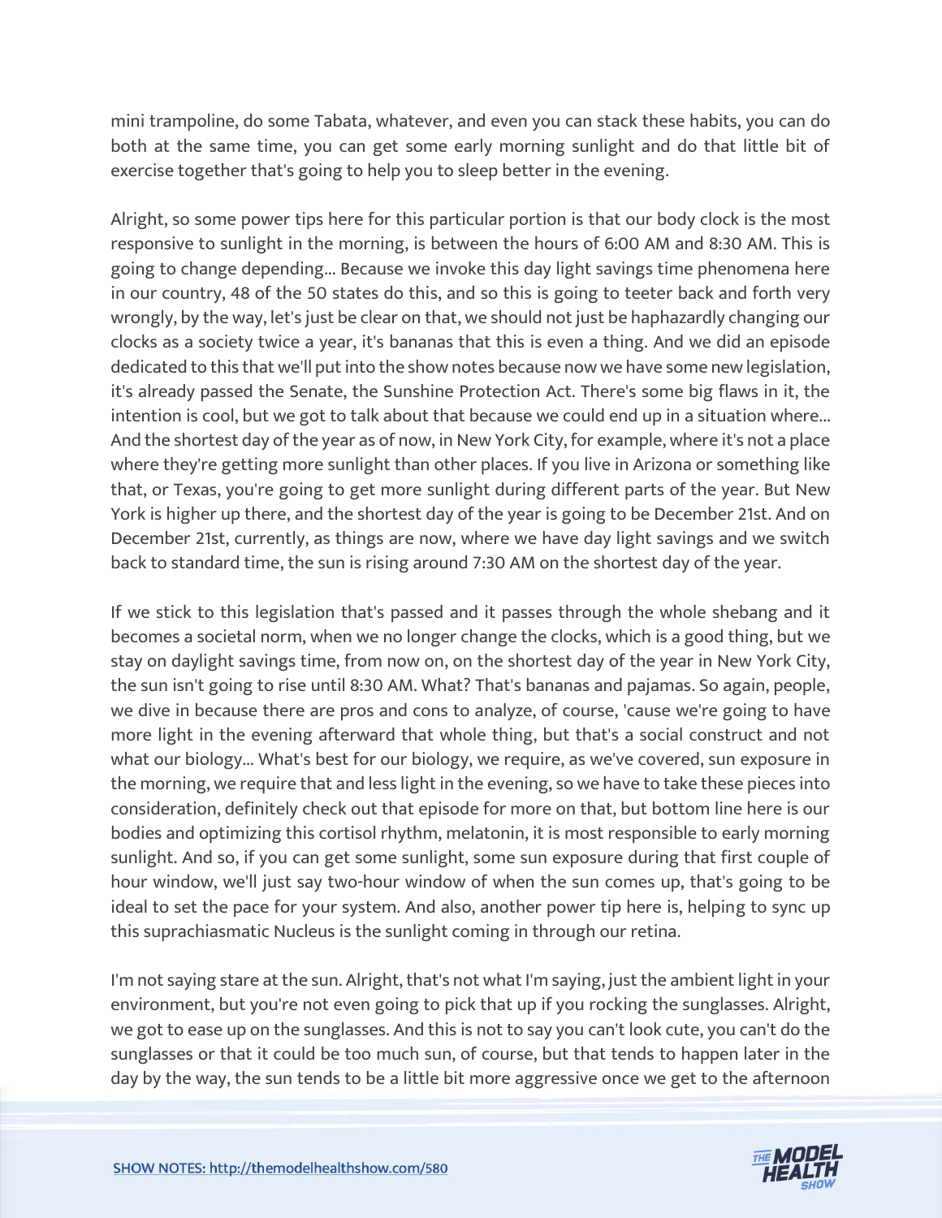mini trampoline, do some Tabata, whatever, and even you can stack these habits, you can do both at the same time, you can get some early morning sunlight and do that little bit of exercise together that's going to help you to sleep better in the evening.

Alright, so some power tips here for this particular portion is that our body clock is the most responsive to sunlight in the morning, is between the hours of 6:00 AM and 8:30 AM. This is going to change depending... Because we invoke this day light savings time phenomena here in our country, 48 of the 50 states do this, and so this is going to teeter back and forth very wrongly, by the way, let's just be clear on that, we should not just be haphazardly changing our clocks as a society twice a year, it's bananas that this is even a thing. And we did an episode dedicated to this that we'll put into the show notes because now we have some new legislation, it's already passed the Senate, the Sunshine Protection Act. There's some big flaws in it, the intention is cool, but we got to talk about that because we could end up in a situation where... And the shortest day of the year as of now, in New York City, for example, where it's not a place where they're getting more sunlight than other places. If you live in Arizona or something like that, or Texas, you're going to get more sunlight during different parts of the year. But New York is higher up there, and the shortest day of the year is going to be December 21st. And on December 21st, currently, as things are now, where we have day light savings and we switch back to standard time, the sun is rising around 7:30 AM on the shortest day of the year.

If we stick to this legislation that's passed and it passes through the whole shebang and it becomes a societal norm, when we no longer change the clocks, which is a good thing, but we stay on daylight savings time, from now on, on the shortest day of the year in New York City, the sun isn't going to rise until 8:30 AM. What? That's bananas and pajamas. So again, people, we dive in because there are pros and cons to analyze, of course, 'cause we're going to have more light in the evening afterward that whole thing, but that's a social construct and not what our biology... What's best for our biology, we require, as we've covered, sun exposure in the morning, we require that and less light in the evening, so we have to take these pieces into consideration, definitely check out that episode for more on that, but bottom line here is our bodies and optimizing this cortisol rhythm, melatonin, it is most responsible to early morning sunlight. And so, if you can get some sunlight, some sun exposure during that first couple of hour window, we'll just say two-hour window of when the sun comes up, that's going to be ideal to set the pace for your system. And also, another power tip here is, helping to sync up this suprachiasmatic Nucleus is the sunlight coming in through our retina.

I'm not saying stare at the sun. Alright, that's not what I'm saying, just the ambient light in your environment, but you're not even going to pick that up if you rocking the sunglasses. Alright, we got to ease up on the sunglasses. And this is not to say you can't look cute, you can't do the sunglasses or that it could be too much sun, of course, but that tends to happen later in the day by the way, the sun tends to be a little bit more aggressive once we get to the afternoon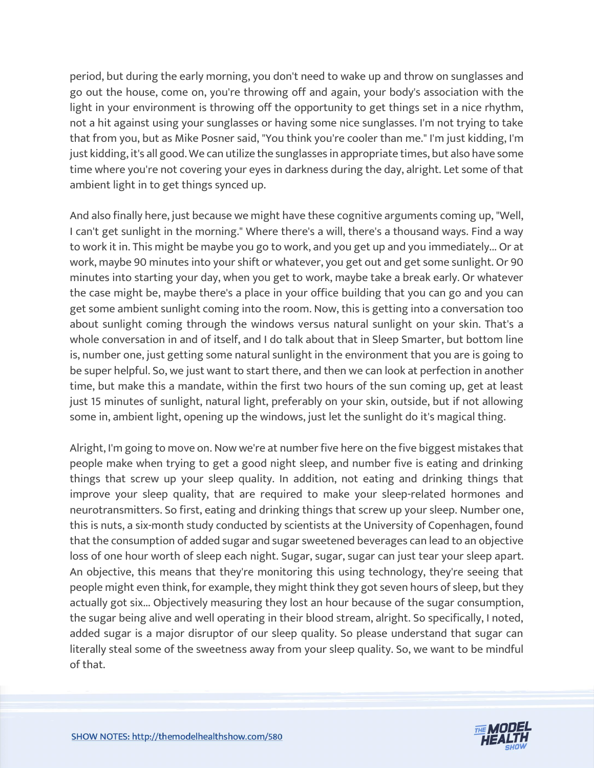period, but during the early morning, you don't need to wake up and throw on sunglasses and go out the house, come on, you're throwing off and again, your body's association with the light in your environment is throwing off the opportunity to get things set in a nice rhythm, not a hit against using your sunglasses or having some nice sunglasses. I'm not trying to take that from you, but as Mike Posner said, "You think you're cooler than me." I'm just kidding, I'm just kidding, it's all good. We can utilize the sunglasses in appropriate times, but also have some time where you're not covering your eyes in darkness during the day, alright. Let some of that ambient light in to get things synced up.

And also finally here, just because we might have these cognitive arguments coming up, "Well, I can't get sunlight in the morning." Where there's a will, there's a thousand ways. Find a way to work it in. This might be maybe you go to work, and you get up and you immediately... Or at work, maybe 90 minutes into your shift or whatever, you get out and get some sunlight. Or 90 minutes into starting your day, when you get to work, maybe take a break early. Or whatever the case might be, maybe there's a place in your office building that you can go and you can get some ambient sunlight coming into the room. Now, this is getting into a conversation too about sunlight coming through the windows versus natural sunlight on your skin. That's a whole conversation in and of itself, and I do talk about that in Sleep Smarter, but bottom line is, number one, just getting some natural sunlight in the environment that you are is going to be super helpful. So, we just want to start there, and then we can look at perfection in another time, but make this a mandate, within the first two hours of the sun coming up, get at least just 15 minutes of sunlight, natural light, preferably on your skin, outside, but if not allowing some in, ambient light, opening up the windows, just let the sunlight do it's magical thing.

Alright, I'm going to move on. Now we're at number five here on the five biggest mistakes that people make when trying to get a good night sleep, and number five is eating and drinking things that screw up your sleep quality. In addition, not eating and drinking things that improve your sleep quality, that are required to make your sleep-related hormones and neurotransmitters. So first, eating and drinking things that screw up your sleep. Number one, this is nuts, a six-month study conducted by scientists at the University of Copenhagen, found that the consumption of added sugar and sugar sweetened beverages can lead to an objective loss of one hour worth of sleep each night. Sugar, sugar, sugar can just tear your sleep apart. An objective, this means that they're monitoring this using technology, they're seeing that people might even think, for example, they might think they got seven hours of sleep, but they actually got six... Objectively measuring they lost an hour because of the sugar consumption, the sugar being alive and well operating in their blood stream, alright. So specifically, I noted, added sugar is a major disruptor of our sleep quality. So please understand that sugar can literally steal some of the sweetness away from your sleep quality. So, we want to be mindful of that.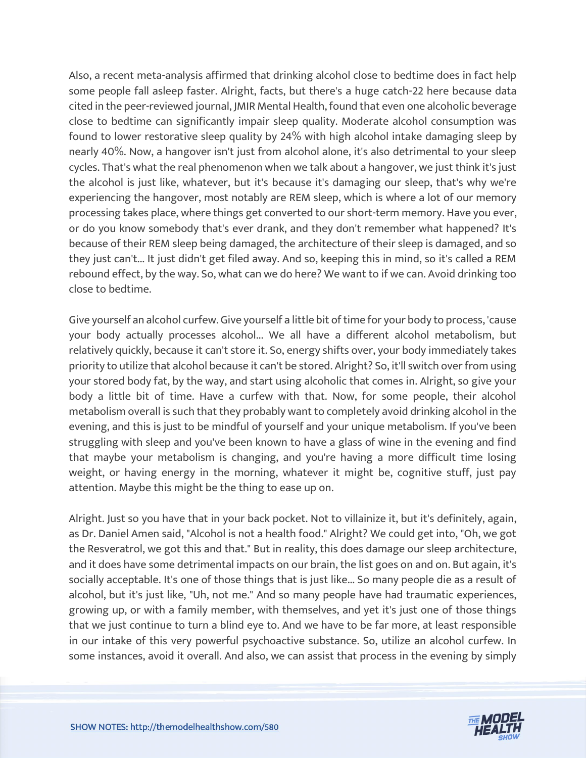Also, a recent meta-analysis affirmed that drinking alcohol close to bedtime does in fact help some people fall asleep faster. Alright, facts, but there's a huge catch-22 here because data cited in the peer-reviewed journal, JMIR Mental Health, found that even one alcoholic beverage close to bedtime can significantly impair sleep quality. Moderate alcohol consumption was found to lower restorative sleep quality by 24% with high alcohol intake damaging sleep by nearly 40%. Now, a hangover isn't just from alcohol alone, it's also detrimental to your sleep cycles. That's what the real phenomenon when we talk about a hangover, we just think it's just the alcohol is just like, whatever, but it's because it's damaging our sleep, that's why we're experiencing the hangover, most notably are REM sleep, which is where a lot of our memory processing takes place, where things get converted to our short-term memory. Have you ever, or do you know somebody that's ever drank, and they don't remember what happened? It's because of their REM sleep being damaged, the architecture of their sleep is damaged, and so they just can't... It just didn't get filed away. And so, keeping this in mind, so it's called a REM rebound effect, by the way. So, what can we do here? We want to if we can. Avoid drinking too close to bedtime.

Give yourself an alcohol curfew. Give yourself a little bit of time for your body to process, 'cause your body actually processes alcohol... We all have a different alcohol metabolism, but relatively quickly, because it can't store it. So, energy shifts over, your body immediately takes priority to utilize that alcohol because it can't be stored. Alright? So, it'll switch over from using your stored body fat, by the way, and start using alcoholic that comes in. Alright, so give your body a little bit of time. Have a curfew with that. Now, for some people, their alcohol metabolism overall is such that they probably want to completely avoid drinking alcohol in the evening, and this is just to be mindful of yourself and your unique metabolism. If you've been struggling with sleep and you've been known to have a glass of wine in the evening and find that maybe your metabolism is changing, and you're having a more difficult time losing weight, or having energy in the morning, whatever it might be, cognitive stuff, just pay attention. Maybe this might be the thing to ease up on.

Alright. Just so you have that in your back pocket. Not to villainize it, but it's definitely, again, as Dr. Daniel Amen said, "Alcohol is not a health food." Alright? We could get into, "Oh, we got the Resveratrol, we got this and that." But in reality, this does damage our sleep architecture, and it does have some detrimental impacts on our brain, the list goes on and on. But again, it's socially acceptable. It's one of those things that is just like... So many people die as a result of alcohol, but it's just like, "Uh, not me." And so many people have had traumatic experiences, growing up, or with a family member, with themselves, and yet it's just one of those things that we just continue to turn a blind eye to. And we have to be far more, at least responsible in our intake of this very powerful psychoactive substance. So, utilize an alcohol curfew. In some instances, avoid it overall. And also, we can assist that process in the evening by simply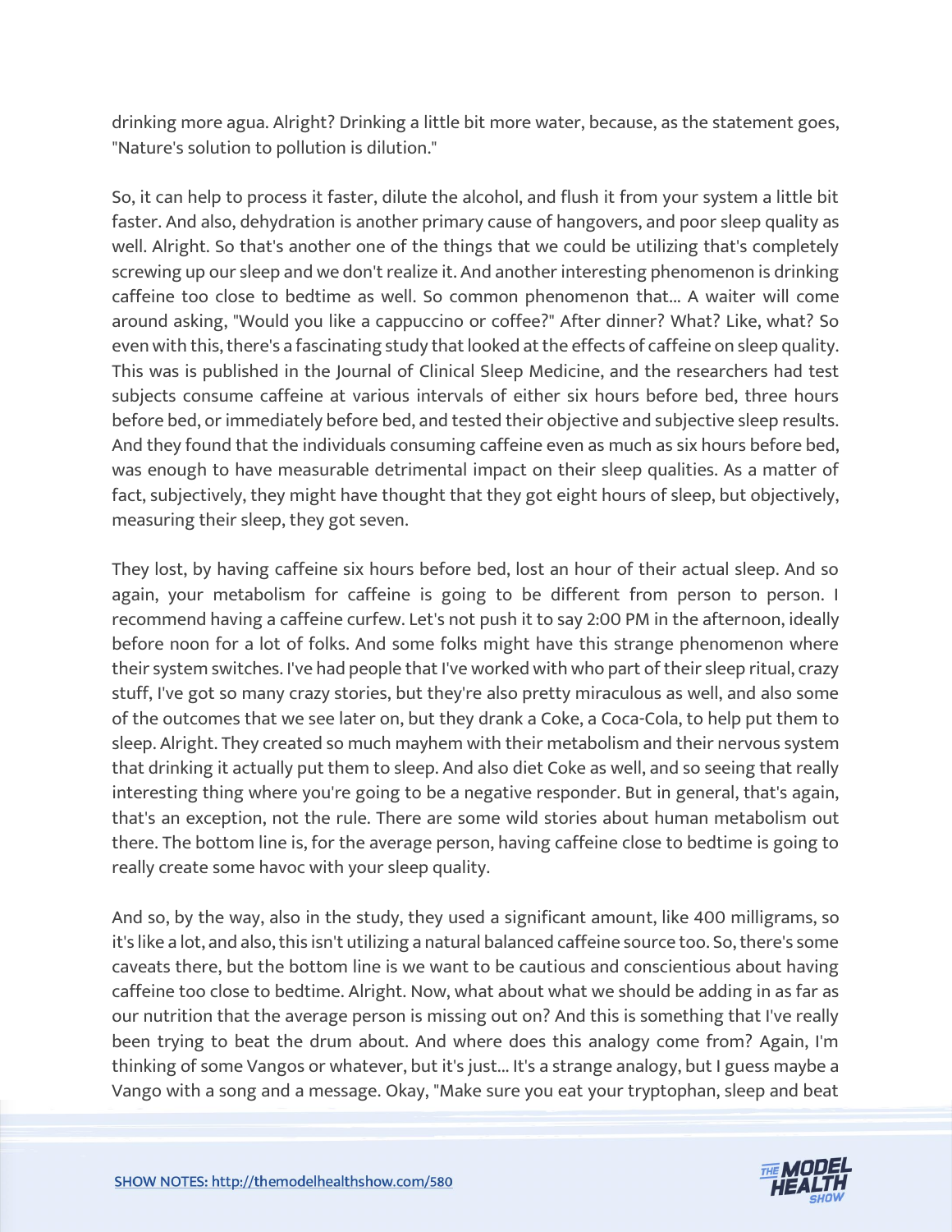drinking more agua. Alright? Drinking a little bit more water, because, as the statement goes, "Nature's solution to pollution is dilution."

So, it can help to process it faster, dilute the alcohol, and flush it from your system a little bit faster. And also, dehydration is another primary cause of hangovers, and poor sleep quality as well. Alright. So that's another one of the things that we could be utilizing that's completely screwing up our sleep and we don't realize it. And another interesting phenomenon is drinking caffeine too close to bedtime as well. So common phenomenon that... A waiter will come around asking, "Would you like a cappuccino or coffee?" After dinner? What? Like, what? So even with this, there's a fascinating study that looked at the effects of caffeine on sleep quality. This was is published in the Journal of Clinical Sleep Medicine, and the researchers had test subjects consume caffeine at various intervals of either six hours before bed, three hours before bed, or immediately before bed, and tested their objective and subjective sleep results. And they found that the individuals consuming caffeine even as much as six hours before bed, was enough to have measurable detrimental impact on their sleep qualities. As a matter of fact, subjectively, they might have thought that they got eight hours of sleep, but objectively, measuring their sleep, they got seven.

They lost, by having caffeine six hours before bed, lost an hour of their actual sleep. And so again, your metabolism for caffeine is going to be different from person to person. I recommend having a caffeine curfew. Let's not push it to say 2:00 PM in the afternoon, ideally before noon for a lot of folks. And some folks might have this strange phenomenon where their system switches. I've had people that I've worked with who part of their sleep ritual, crazy stuff, I've got so many crazy stories, but they're also pretty miraculous as well, and also some of the outcomes that we see later on, but they drank a Coke, a Coca-Cola, to help put them to sleep. Alright. They created so much mayhem with their metabolism and their nervous system that drinking it actually put them to sleep. And also diet Coke as well, and so seeing that really interesting thing where you're going to be a negative responder. But in general, that's again, that's an exception, not the rule. There are some wild stories about human metabolism out there. The bottom line is, for the average person, having caffeine close to bedtime is going to really create some havoc with your sleep quality.

And so, by the way, also in the study, they used a significant amount, like 400 milligrams, so it's like a lot, and also, this isn't utilizing a natural balanced caffeine source too. So, there's some caveats there, but the bottom line is we want to be cautious and conscientious about having caffeine too close to bedtime. Alright. Now, what about what we should be adding in as far as our nutrition that the average person is missing out on? And this is something that I've really been trying to beat the drum about. And where does this analogy come from? Again, I'm thinking of some Vangos or whatever, but it's just... It's a strange analogy, but I guess maybe a Vango with a song and a message. Okay, "Make sure you eat your tryptophan, sleep and beat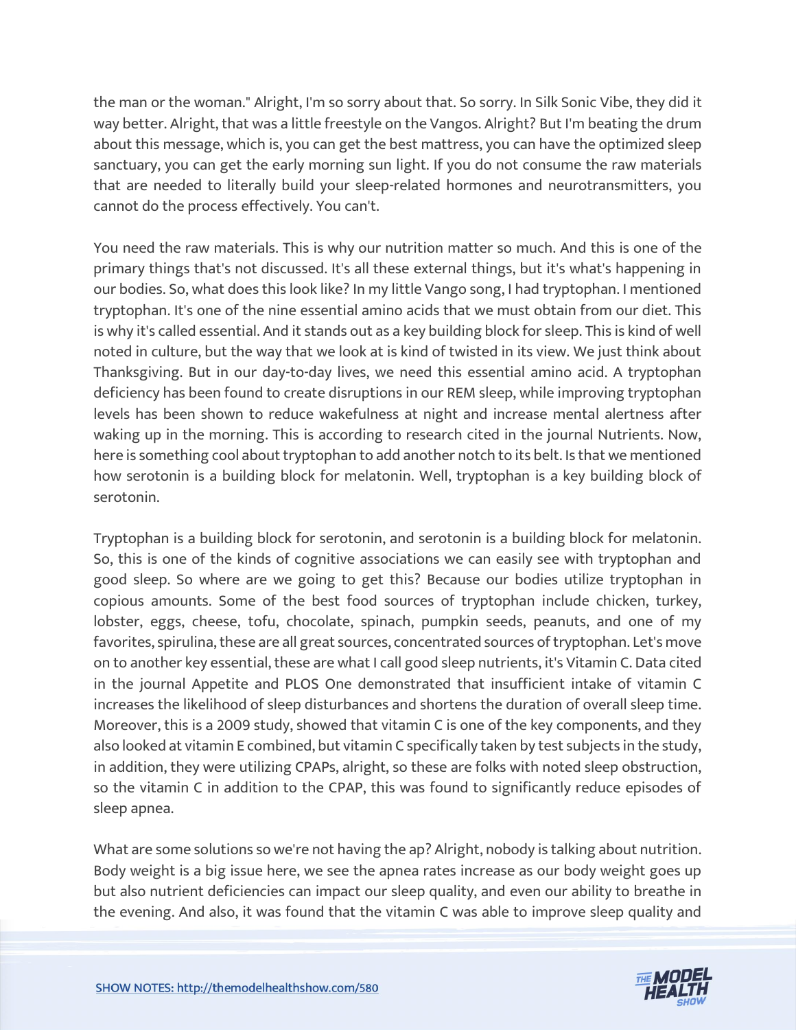the man or the woman." Alright, I'm so sorry about that. So sorry. In Silk Sonic Vibe, they did it way better. Alright, that was a little freestyle on the Vangos. Alright? But I'm beating the drum about this message, which is, you can get the best mattress, you can have the optimized sleep sanctuary, you can get the early morning sun light. If you do not consume the raw materials that are needed to literally build your sleep-related hormones and neurotransmitters, you cannot do the process effectively. You can't.

You need the raw materials. This is why our nutrition matter so much. And this is one of the primary things that's not discussed. It's all these external things, but it's what's happening in our bodies. So, what does this look like? In my little Vango song, I had tryptophan. I mentioned tryptophan. It's one of the nine essential amino acids that we must obtain from our diet. This is why it's called essential. And it stands out as a key building block for sleep. This is kind of well noted in culture, but the way that we look at is kind of twisted in its view. We just think about Thanksgiving. But in our day-to-day lives, we need this essential amino acid. A tryptophan deficiency has been found to create disruptions in our REM sleep, while improving tryptophan levels has been shown to reduce wakefulness at night and increase mental alertness after waking up in the morning. This is according to research cited in the journal Nutrients. Now, here is something cool about tryptophan to add another notch to its belt. Is that we mentioned how serotonin is a building block for melatonin. Well, tryptophan is a key building block of serotonin.

Tryptophan is a building block for serotonin, and serotonin is a building block for melatonin. So, this is one of the kinds of cognitive associations we can easily see with tryptophan and good sleep. So where are we going to get this? Because our bodies utilize tryptophan in copious amounts. Some of the best food sources of tryptophan include chicken, turkey, lobster, eggs, cheese, tofu, chocolate, spinach, pumpkin seeds, peanuts, and one of my favorites, spirulina, these are all great sources, concentrated sources of tryptophan. Let's move on to another key essential, these are what I call good sleep nutrients, it's Vitamin C. Data cited in the journal Appetite and PLOS One demonstrated that insufficient intake of vitamin C increases the likelihood of sleep disturbances and shortens the duration of overall sleep time. Moreover, this is a 2009 study, showed that vitamin C is one of the key components, and they also looked at vitamin E combined, but vitamin C specifically taken by test subjects in the study, in addition, they were utilizing CPAPs, alright, so these are folks with noted sleep obstruction, so the vitamin C in addition to the CPAP, this was found to significantly reduce episodes of sleep apnea.

What are some solutions so we're not having the ap? Alright, nobody is talking about nutrition. Body weight is a big issue here, we see the apnea rates increase as our body weight goes up but also nutrient deficiencies can impact our sleep quality, and even our ability to breathe in the evening. And also, it was found that the vitamin C was able to improve sleep quality and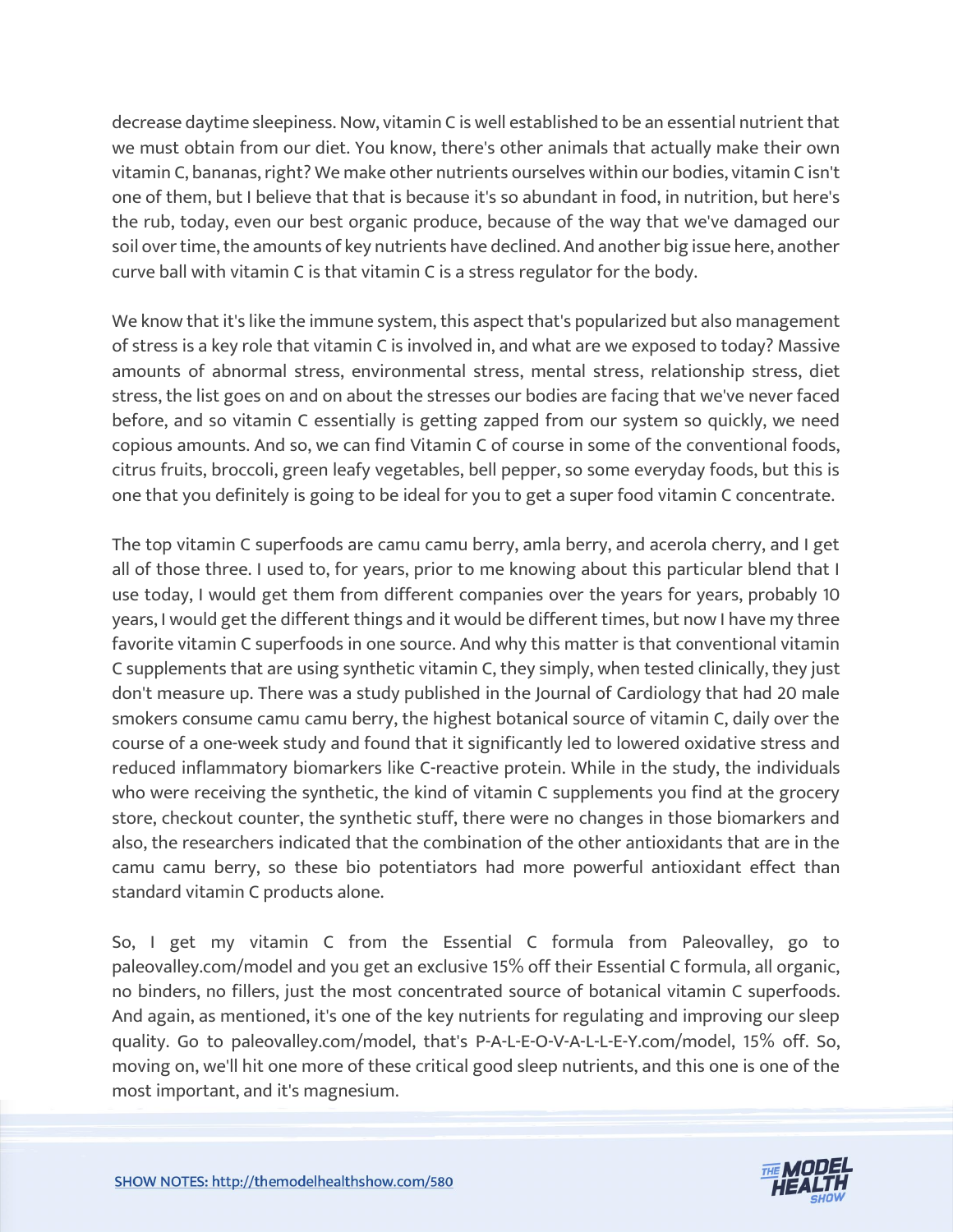decrease daytime sleepiness. Now, vitamin C is well established to be an essential nutrient that we must obtain from our diet. You know, there's other animals that actually make their own vitamin C, bananas, right? We make other nutrients ourselves within our bodies, vitamin C isn't one of them, but I believe that that is because it's so abundant in food, in nutrition, but here's the rub, today, even our best organic produce, because of the way that we've damaged our soil over time, the amounts of key nutrients have declined. And another big issue here, another curve ball with vitamin C is that vitamin C is a stress regulator for the body.

We know that it's like the immune system, this aspect that's popularized but also management of stress is a key role that vitamin C is involved in, and what are we exposed to today? Massive amounts of abnormal stress, environmental stress, mental stress, relationship stress, diet stress, the list goes on and on about the stresses our bodies are facing that we've never faced before, and so vitamin C essentially is getting zapped from our system so quickly, we need copious amounts. And so, we can find Vitamin C of course in some of the conventional foods, citrus fruits, broccoli, green leafy vegetables, bell pepper, so some everyday foods, but this is one that you definitely is going to be ideal for you to get a super food vitamin C concentrate.

The top vitamin C superfoods are camu camu berry, amla berry, and acerola cherry, and I get all of those three. I used to, for years, prior to me knowing about this particular blend that I use today, I would get them from different companies over the years for years, probably 10 years, I would get the different things and it would be different times, but now I have my three favorite vitamin C superfoods in one source. And why this matter is that conventional vitamin C supplements that are using synthetic vitamin C, they simply, when tested clinically, they just don't measure up. There was a study published in the Journal of Cardiology that had 20 male smokers consume camu camu berry, the highest botanical source of vitamin C, daily over the course of a one-week study and found that it significantly led to lowered oxidative stress and reduced inflammatory biomarkers like C-reactive protein. While in the study, the individuals who were receiving the synthetic, the kind of vitamin C supplements you find at the grocery store, checkout counter, the synthetic stuff, there were no changes in those biomarkers and also, the researchers indicated that the combination of the other antioxidants that are in the camu camu berry, so these bio potentiators had more powerful antioxidant effect than standard vitamin C products alone.

So, I get my vitamin C from the Essential C formula from Paleovalley, go to paleovalley.com/model and you get an exclusive 15% off their Essential C formula, all organic, no binders, no fillers, just the most concentrated source of botanical vitamin C superfoods. And again, as mentioned, it's one of the key nutrients for regulating and improving our sleep quality. Go to paleovalley.com/model, that's P-A-L-E-O-V-A-L-L-E-Y.com/model, 15% off. So, moving on, we'll hit one more of these critical good sleep nutrients, and this one is one of the most important, and it's magnesium.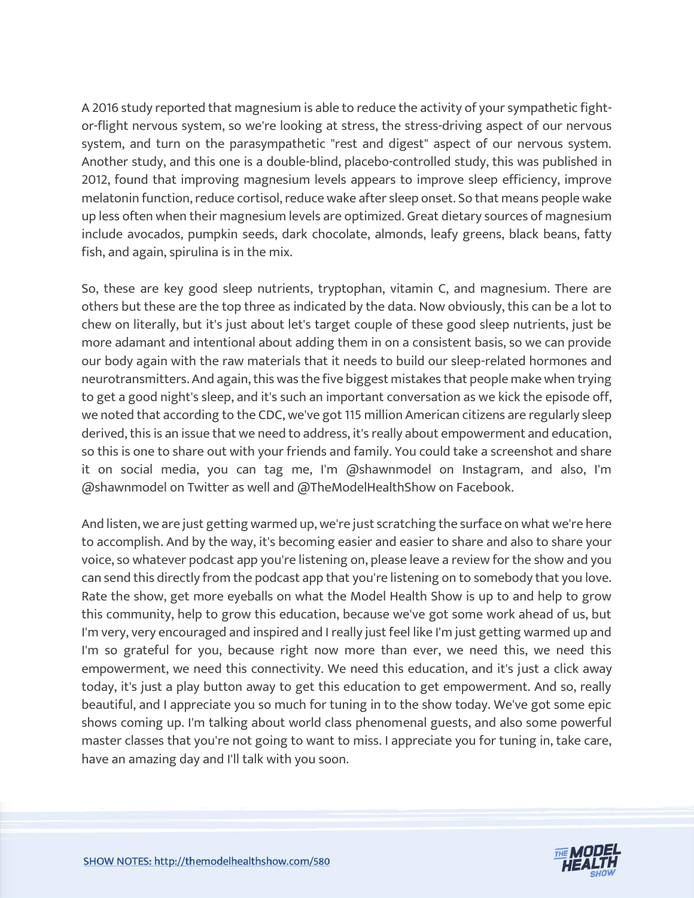A 2016 study reported that magnesium is able to reduce the activity of your sympathetic fight-or-flight nervous system, so we're looking at stress, the stress-driving aspect of our nervous system, and turn on the parasympathetic "rest and digest" aspect of our nervous system. Another study, and this one is a double-blind, placebo-controlled study, this was published in 2012, found that improving magnesium levels appears to improve sleep efficiency, improve melatonin function, reduce cortisol, reduce wake after sleep onset. So that means people wake up less often when their magnesium levels are optimized. Great dietary sources of magnesium include avocados, pumpkin seeds, dark chocolate, almonds, leafy greens, black beans, fatty fish, and again, spirulina is in the mix.

So, these are key good sleep nutrients, tryptophan, vitamin C, and magnesium. There are others but these are the top three as indicated by the data. Now obviously, this can be a lot to chew on literally, but it's just about let's target couple of these good sleep nutrients, just be more adamant and intentional about adding them in on a consistent basis, so we can provide our body again with the raw materials that it needs to build our sleep-related hormones and neurotransmitters. And again, this was the five biggest mistakes that people make when trying to get a good night's sleep, and it's such an important conversation as we kick the episode off, we noted that according to the CDC, we've got 115 million American citizens are regularly sleep derived, this is an issue that we need to address, it's really about empowerment and education, so this is one to share out with your friends and family. You could take a screenshot and share it on social media, you can tag me, I'm @shawnmodel on Instagram, and also, I'm @shawnmodel on Twitter as well and @TheModelHealthShow on Facebook.

And listen, we are just getting warmed up, we're just scratching the surface on what we're here to accomplish. And by the way, it's becoming easier and easier to share and also to share your voice, so whatever podcast app you're listening on, please leave a review for the show and you can send this directly from the podcast app that you're listening on to somebody that you love. Rate the show, get more eyeballs on what the Model Health Show is up to and help to grow this community, help to grow this education, because we've got some work ahead of us, but I'm very, very encouraged and inspired and I really just feel like I'm just getting warmed up and I'm so grateful for you, because right now more than ever, we need this, we need this empowerment, we need this connectivity. We need this education, and it's just a click away today, it's just a play button away to get this education to get empowerment. And so, really beautiful, and I appreciate you so much for tuning in to the show today. We've got some epic shows coming up. I'm talking about world class phenomenal guests, and also some powerful master classes that you're not going to want to miss. I appreciate you for tuning in, take care, have an amazing day and I'll talk with you soon.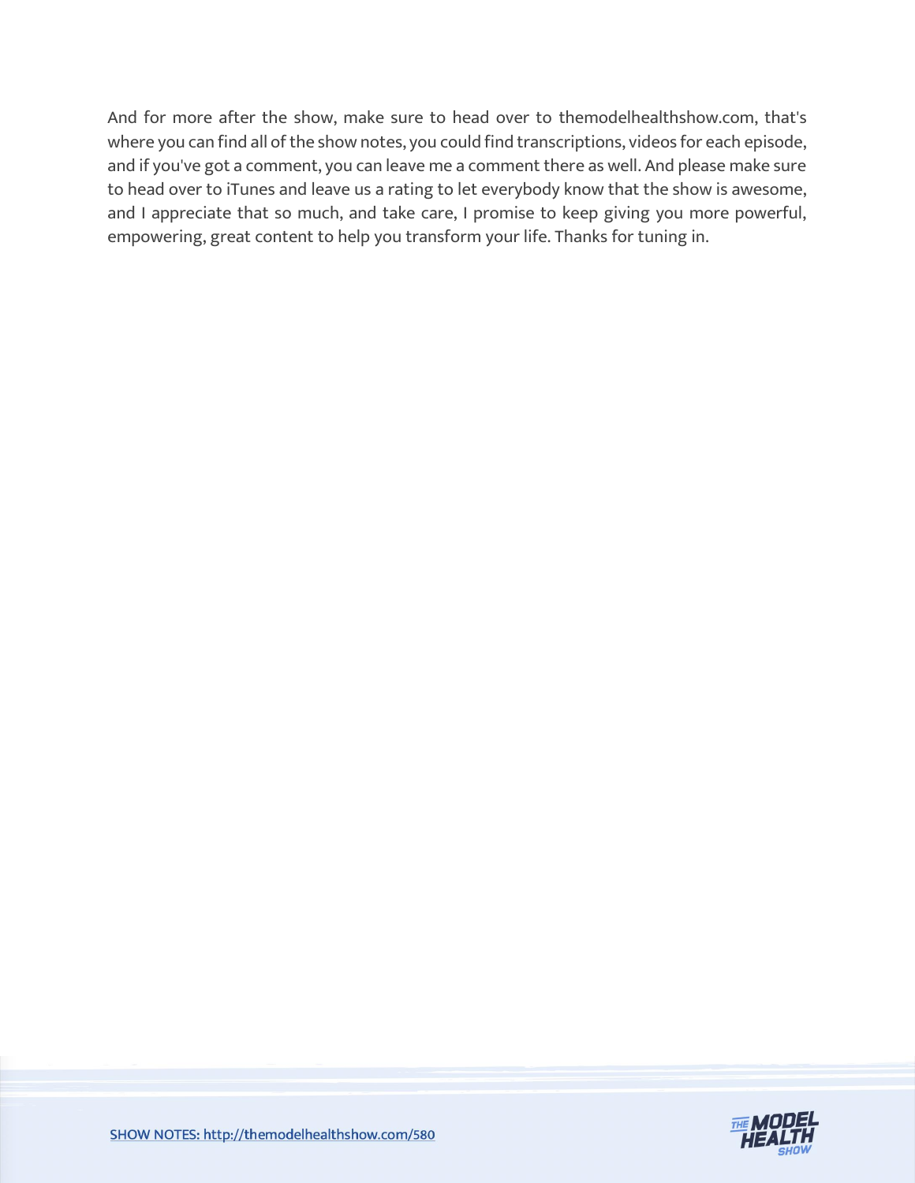And for more after the show, make sure to head over to themodelhealthshow.com, that's where you can find all of the show notes, you could find transcriptions, videos for each episode, and if you've got a comment, you can leave me a comment there as well. And please make sure to head over to iTunes and leave us a rating to let everybody know that the show is awesome, and I appreciate that so much, and take care, I promise to keep giving you more powerful, empowering, great content to help you transform your life. Thanks for tuning in.